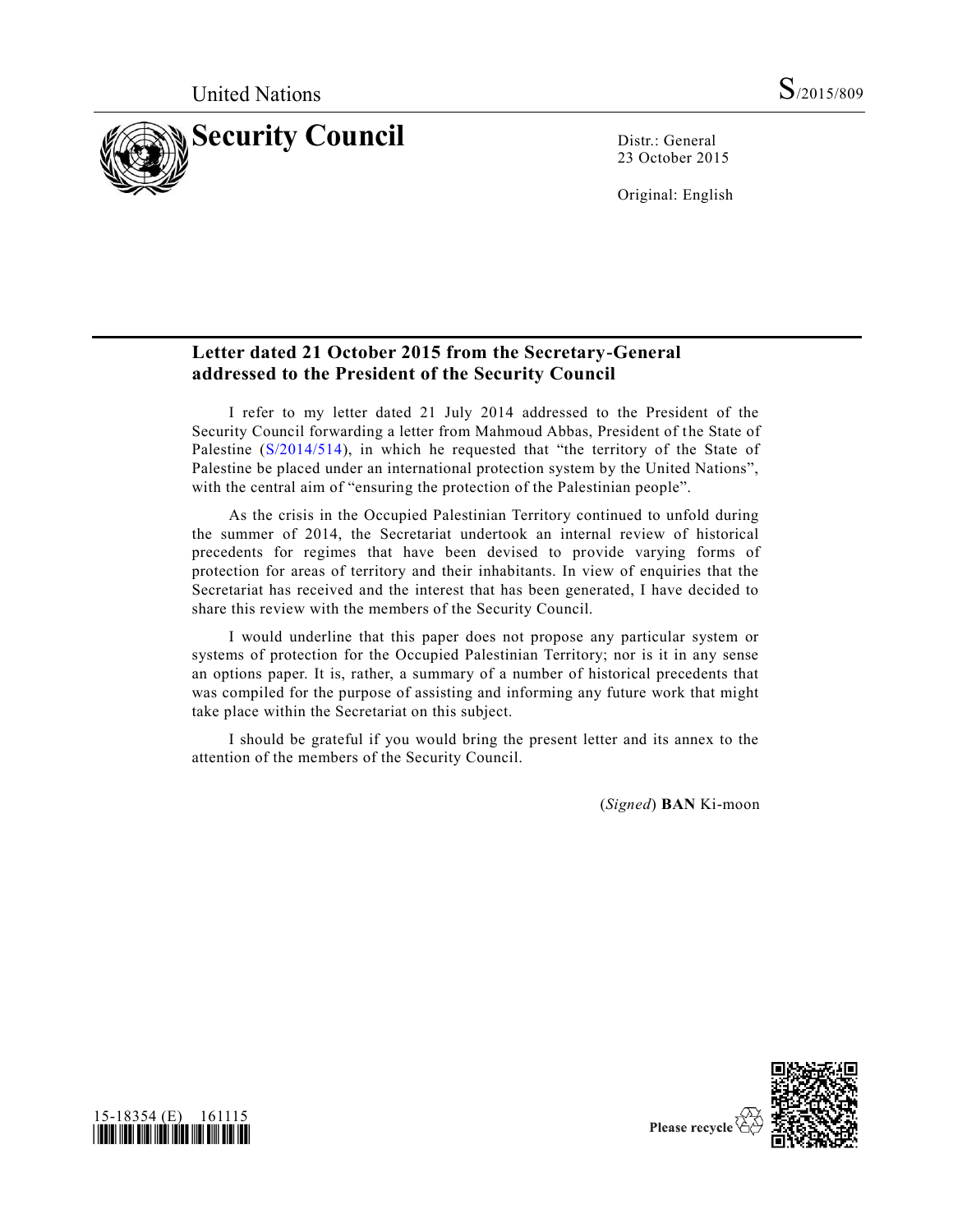United Nations S/2015/809

# Security Council

Distr.: General
23 October 2015

Original: English

## Letter dated 21 October 2015 from the Secretary-General addressed to the President of the Security Council

I refer to my letter dated 21 July 2014 addressed to the President of the Security Council forwarding a letter from Mahmoud Abbas, President of the State of Palestine (S/2014/514), in which he requested that "the territory of the State of Palestine be placed under an international protection system by the United Nations", with the central aim of "ensuring the protection of the Palestinian people".

As the crisis in the Occupied Palestinian Territory continued to unfold during the summer of 2014, the Secretariat undertook an internal review of historical precedents for regimes that have been devised to provide varying forms of protection for areas of territory and their inhabitants. In view of enquiries that the Secretariat has received and the interest that has been generated, I have decided to share this review with the members of the Security Council.

I would underline that this paper does not propose any particular system or systems of protection for the Occupied Palestinian Territory; nor is it in any sense an options paper. It is, rather, a summary of a number of historical precedents that was compiled for the purpose of assisting and informing any future work that might take place within the Secretariat on this subject.

I should be grateful if you would bring the present letter and its annex to the attention of the members of the Security Council.

(*Signed*) **BAN** Ki-moon

15-18354 (E) 161115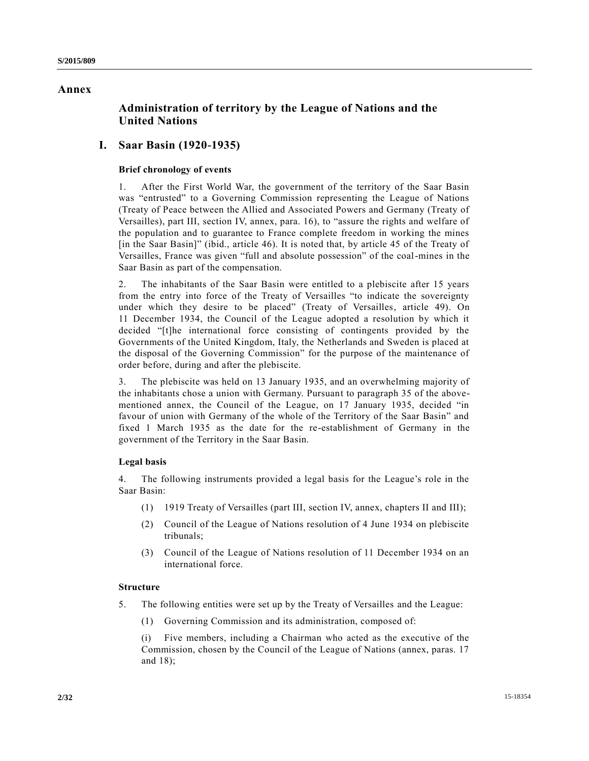# Annex

## Administration of territory by the League of Nations and the United Nations

## I. Saar Basin (1920-1935)

### Brief chronology of events

1. After the First World War, the government of the territory of the Saar Basin was "entrusted" to a Governing Commission representing the League of Nations (Treaty of Peace between the Allied and Associated Powers and Germany (Treaty of Versailles), part III, section IV, annex, para. 16), to "assure the rights and welfare of the population and to guarantee to France complete freedom in working the mines [in the Saar Basin]" (ibid., article 46). It is noted that, by article 45 of the Treaty of Versailles, France was given "full and absolute possession" of the coal-mines in the Saar Basin as part of the compensation.

2. The inhabitants of the Saar Basin were entitled to a plebiscite after 15 years from the entry into force of the Treaty of Versailles "to indicate the sovereignty under which they desire to be placed" (Treaty of Versailles, article 49). On 11 December 1934, the Council of the League adopted a resolution by which it decided "[t]he international force consisting of contingents provided by the Governments of the United Kingdom, Italy, the Netherlands and Sweden is placed at the disposal of the Governing Commission" for the purpose of the maintenance of order before, during and after the plebiscite.

3. The plebiscite was held on 13 January 1935, and an overwhelming majority of the inhabitants chose a union with Germany. Pursuant to paragraph 35 of the above-mentioned annex, the Council of the League, on 17 January 1935, decided "in favour of union with Germany of the whole of the Territory of the Saar Basin" and fixed 1 March 1935 as the date for the re-establishment of Germany in the government of the Territory in the Saar Basin.

### Legal basis

4. The following instruments provided a legal basis for the League's role in the Saar Basin:

(1) 1919 Treaty of Versailles (part III, section IV, annex, chapters II and III);

(2) Council of the League of Nations resolution of 4 June 1934 on plebiscite tribunals;

(3) Council of the League of Nations resolution of 11 December 1934 on an international force.

### Structure

5. The following entities were set up by the Treaty of Versailles and the League:

(1) Governing Commission and its administration, composed of:

(i) Five members, including a Chairman who acted as the executive of the Commission, chosen by the Council of the League of Nations (annex, paras. 17 and 18);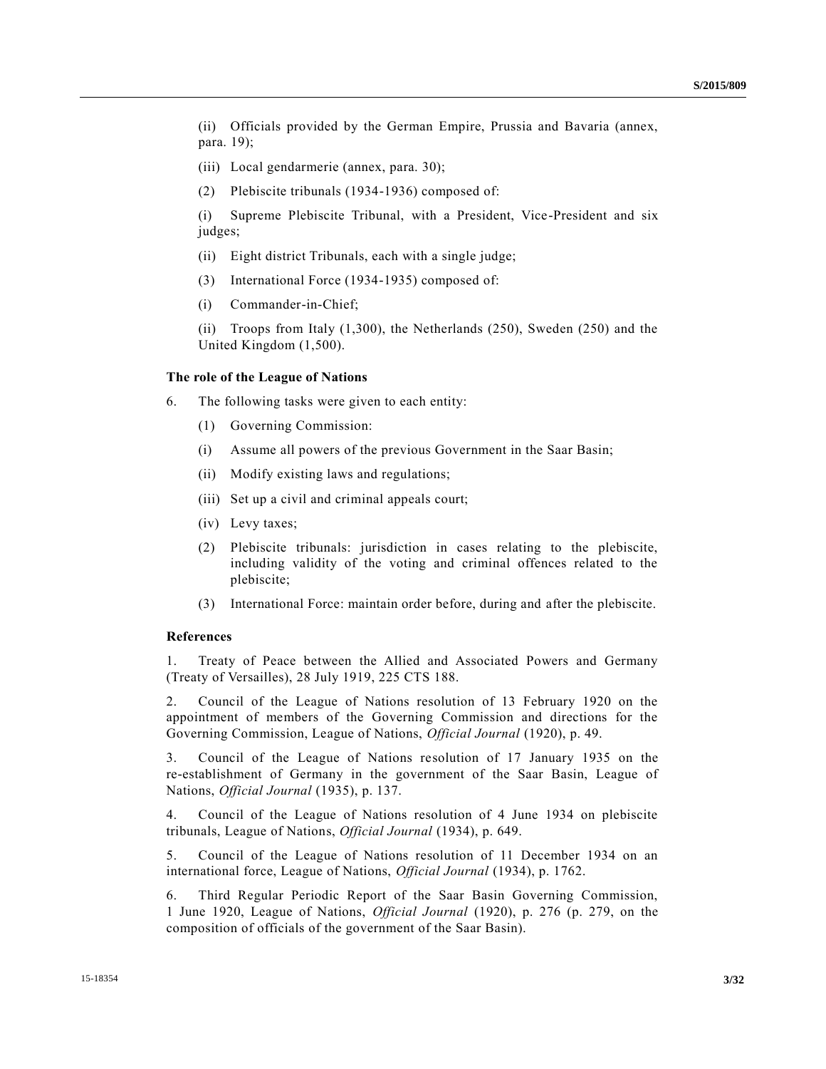(ii) Officials provided by the German Empire, Prussia and Bavaria (annex, para. 19);

(iii) Local gendarmerie (annex, para. 30);

(2) Plebiscite tribunals (1934-1936) composed of:

(i) Supreme Plebiscite Tribunal, with a President, Vice-President and six judges;

(ii) Eight district Tribunals, each with a single judge;

(3) International Force (1934-1935) composed of:

(i) Commander-in-Chief;

(ii) Troops from Italy (1,300), the Netherlands (250), Sweden (250) and the United Kingdom (1,500).

### The role of the League of Nations

6. The following tasks were given to each entity:

(1) Governing Commission:

(i) Assume all powers of the previous Government in the Saar Basin;

(ii) Modify existing laws and regulations;

(iii) Set up a civil and criminal appeals court;

(iv) Levy taxes;

(2) Plebiscite tribunals: jurisdiction in cases relating to the plebiscite, including validity of the voting and criminal offences related to the plebiscite;

(3) International Force: maintain order before, during and after the plebiscite.

### References

1. Treaty of Peace between the Allied and Associated Powers and Germany (Treaty of Versailles), 28 July 1919, 225 CTS 188.

2. Council of the League of Nations resolution of 13 February 1920 on the appointment of members of the Governing Commission and directions for the Governing Commission, League of Nations, *Official Journal* (1920), p. 49.

3. Council of the League of Nations resolution of 17 January 1935 on the re-establishment of Germany in the government of the Saar Basin, League of Nations, *Official Journal* (1935), p. 137.

4. Council of the League of Nations resolution of 4 June 1934 on plebiscite tribunals, League of Nations, *Official Journal* (1934), p. 649.

5. Council of the League of Nations resolution of 11 December 1934 on an international force, League of Nations, *Official Journal* (1934), p. 1762.

6. Third Regular Periodic Report of the Saar Basin Governing Commission, 1 June 1920, League of Nations, *Official Journal* (1920), p. 276 (p. 279, on the composition of officials of the government of the Saar Basin).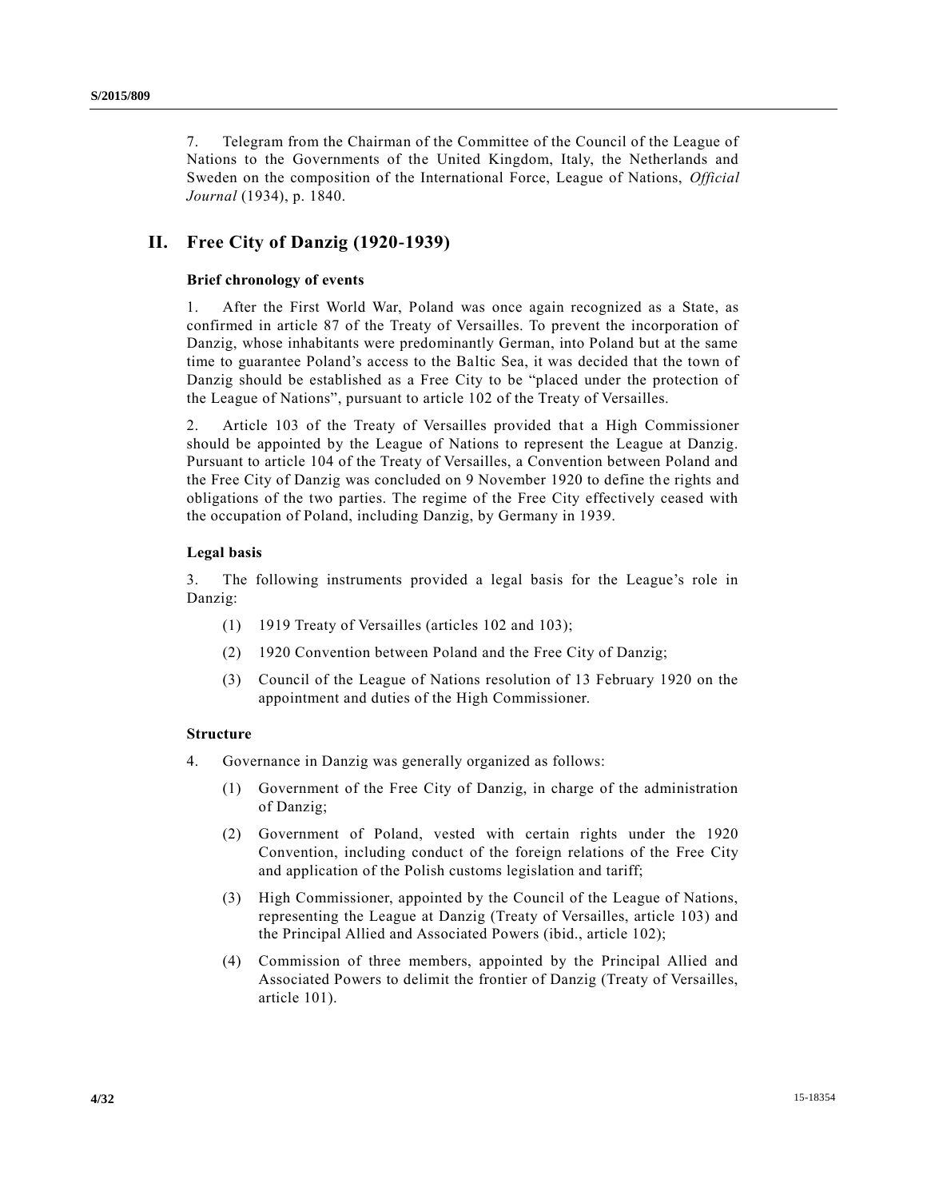7. Telegram from the Chairman of the Committee of the Council of the League of Nations to the Governments of the United Kingdom, Italy, the Netherlands and Sweden on the composition of the International Force, League of Nations, *Official Journal* (1934), p. 1840.

## II. Free City of Danzig (1920-1939)

### Brief chronology of events

1. After the First World War, Poland was once again recognized as a State, as confirmed in article 87 of the Treaty of Versailles. To prevent the incorporation of Danzig, whose inhabitants were predominantly German, into Poland but at the same time to guarantee Poland's access to the Baltic Sea, it was decided that the town of Danzig should be established as a Free City to be "placed under the protection of the League of Nations", pursuant to article 102 of the Treaty of Versailles.

2. Article 103 of the Treaty of Versailles provided that a High Commissioner should be appointed by the League of Nations to represent the League at Danzig. Pursuant to article 104 of the Treaty of Versailles, a Convention between Poland and the Free City of Danzig was concluded on 9 November 1920 to define the rights and obligations of the two parties. The regime of the Free City effectively ceased with the occupation of Poland, including Danzig, by Germany in 1939.

### Legal basis

3. The following instruments provided a legal basis for the League's role in Danzig:

(1) 1919 Treaty of Versailles (articles 102 and 103);

(2) 1920 Convention between Poland and the Free City of Danzig;

(3) Council of the League of Nations resolution of 13 February 1920 on the appointment and duties of the High Commissioner.

### Structure

4. Governance in Danzig was generally organized as follows:

(1) Government of the Free City of Danzig, in charge of the administration of Danzig;

(2) Government of Poland, vested with certain rights under the 1920 Convention, including conduct of the foreign relations of the Free City and application of the Polish customs legislation and tariff;

(3) High Commissioner, appointed by the Council of the League of Nations, representing the League at Danzig (Treaty of Versailles, article 103) and the Principal Allied and Associated Powers (ibid., article 102);

(4) Commission of three members, appointed by the Principal Allied and Associated Powers to delimit the frontier of Danzig (Treaty of Versailles, article 101).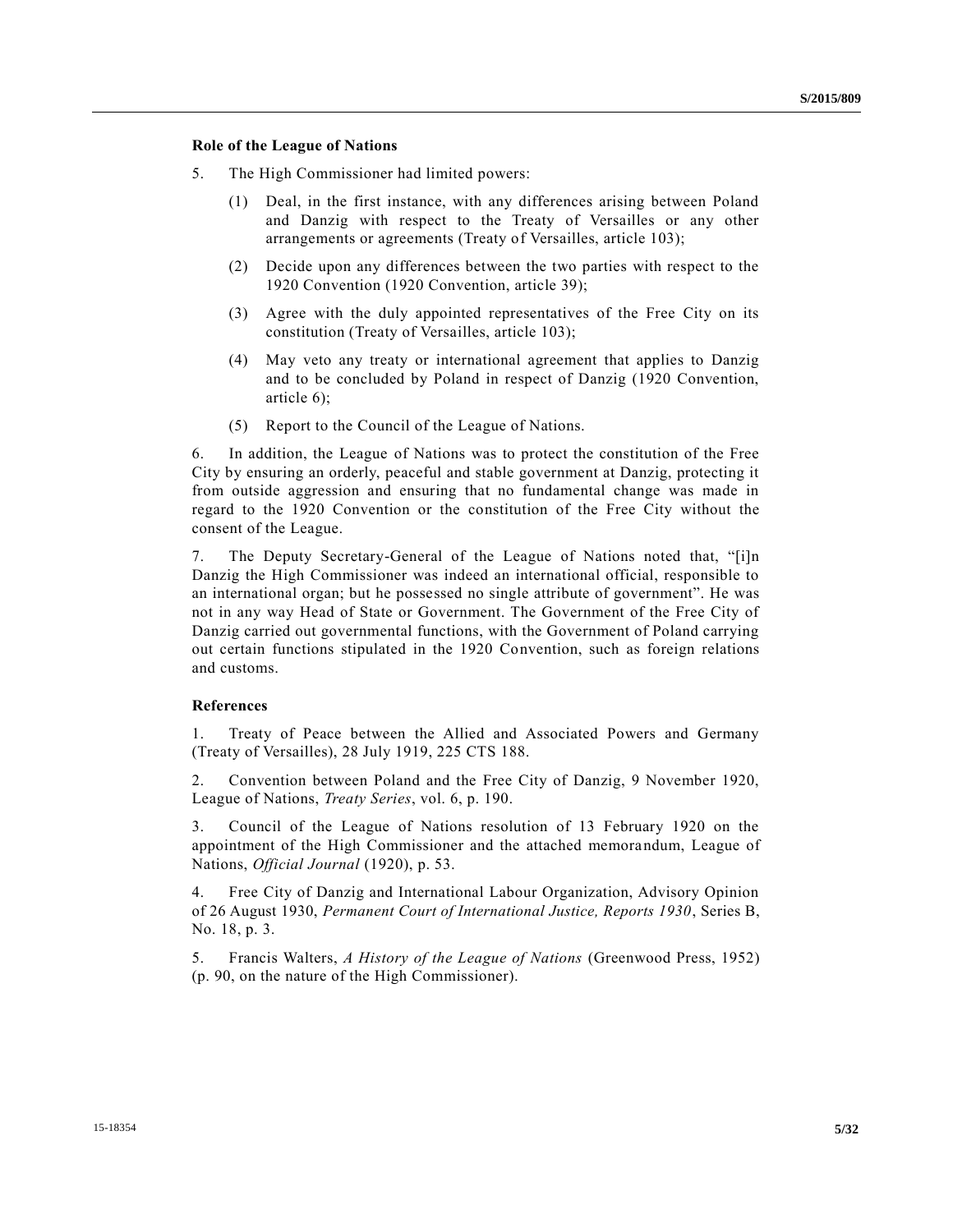**Role of the League of Nations**

5. The High Commissioner had limited powers:

   (1) Deal, in the first instance, with any differences arising between Poland and Danzig with respect to the Treaty of Versailles or any other arrangements or agreements (Treaty of Versailles, article 103);

   (2) Decide upon any differences between the two parties with respect to the 1920 Convention (1920 Convention, article 39);

   (3) Agree with the duly appointed representatives of the Free City on its constitution (Treaty of Versailles, article 103);

   (4) May veto any treaty or international agreement that applies to Danzig and to be concluded by Poland in respect of Danzig (1920 Convention, article 6);

   (5) Report to the Council of the League of Nations.

6. In addition, the League of Nations was to protect the constitution of the Free City by ensuring an orderly, peaceful and stable government at Danzig, protecting it from outside aggression and ensuring that no fundamental change was made in regard to the 1920 Convention or the constitution of the Free City without the consent of the League.

7. The Deputy Secretary-General of the League of Nations noted that, "[i]n Danzig the High Commissioner was indeed an international official, responsible to an international organ; but he possessed no single attribute of government". He was not in any way Head of State or Government. The Government of the Free City of Danzig carried out governmental functions, with the Government of Poland carrying out certain functions stipulated in the 1920 Convention, such as foreign relations and customs.

**References**

1. Treaty of Peace between the Allied and Associated Powers and Germany (Treaty of Versailles), 28 July 1919, 225 CTS 188.

2. Convention between Poland and the Free City of Danzig, 9 November 1920, League of Nations, *Treaty Series*, vol. 6, p. 190.

3. Council of the League of Nations resolution of 13 February 1920 on the appointment of the High Commissioner and the attached memorandum, League of Nations, *Official Journal* (1920), p. 53.

4. Free City of Danzig and International Labour Organization, Advisory Opinion of 26 August 1930, *Permanent Court of International Justice, Reports 1930*, Series B, No. 18, p. 3.

5. Francis Walters, *A History of the League of Nations* (Greenwood Press, 1952) (p. 90, on the nature of the High Commissioner).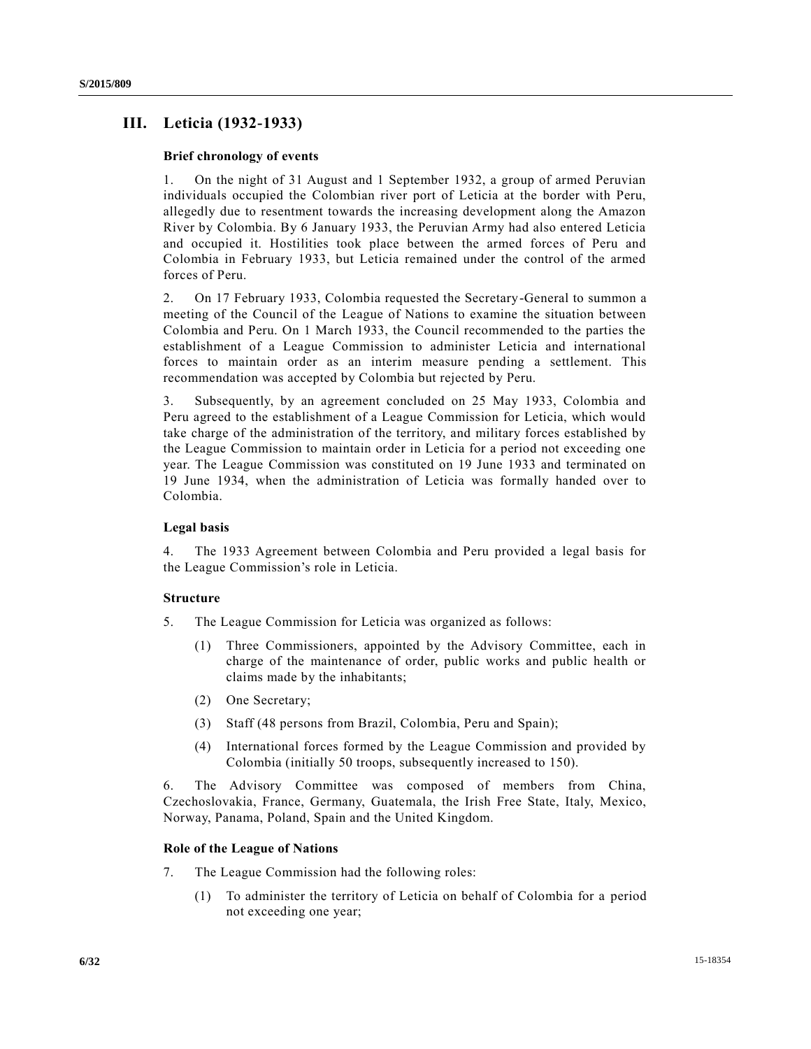## III. Leticia (1932-1933)

### Brief chronology of events

1. On the night of 31 August and 1 September 1932, a group of armed Peruvian individuals occupied the Colombian river port of Leticia at the border with Peru, allegedly due to resentment towards the increasing development along the Amazon River by Colombia. By 6 January 1933, the Peruvian Army had also entered Leticia and occupied it. Hostilities took place between the armed forces of Peru and Colombia in February 1933, but Leticia remained under the control of the armed forces of Peru.

2. On 17 February 1933, Colombia requested the Secretary-General to summon a meeting of the Council of the League of Nations to examine the situation between Colombia and Peru. On 1 March 1933, the Council recommended to the parties the establishment of a League Commission to administer Leticia and international forces to maintain order as an interim measure pending a settlement. This recommendation was accepted by Colombia but rejected by Peru.

3. Subsequently, by an agreement concluded on 25 May 1933, Colombia and Peru agreed to the establishment of a League Commission for Leticia, which would take charge of the administration of the territory, and military forces established by the League Commission to maintain order in Leticia for a period not exceeding one year. The League Commission was constituted on 19 June 1933 and terminated on 19 June 1934, when the administration of Leticia was formally handed over to Colombia.

### Legal basis

4. The 1933 Agreement between Colombia and Peru provided a legal basis for the League Commission's role in Leticia.

### Structure

5. The League Commission for Leticia was organized as follows:

(1) Three Commissioners, appointed by the Advisory Committee, each in charge of the maintenance of order, public works and public health or claims made by the inhabitants;

(2) One Secretary;

(3) Staff (48 persons from Brazil, Colombia, Peru and Spain);

(4) International forces formed by the League Commission and provided by Colombia (initially 50 troops, subsequently increased to 150).

6. The Advisory Committee was composed of members from China, Czechoslovakia, France, Germany, Guatemala, the Irish Free State, Italy, Mexico, Norway, Panama, Poland, Spain and the United Kingdom.

### Role of the League of Nations

7. The League Commission had the following roles:

(1) To administer the territory of Leticia on behalf of Colombia for a period not exceeding one year;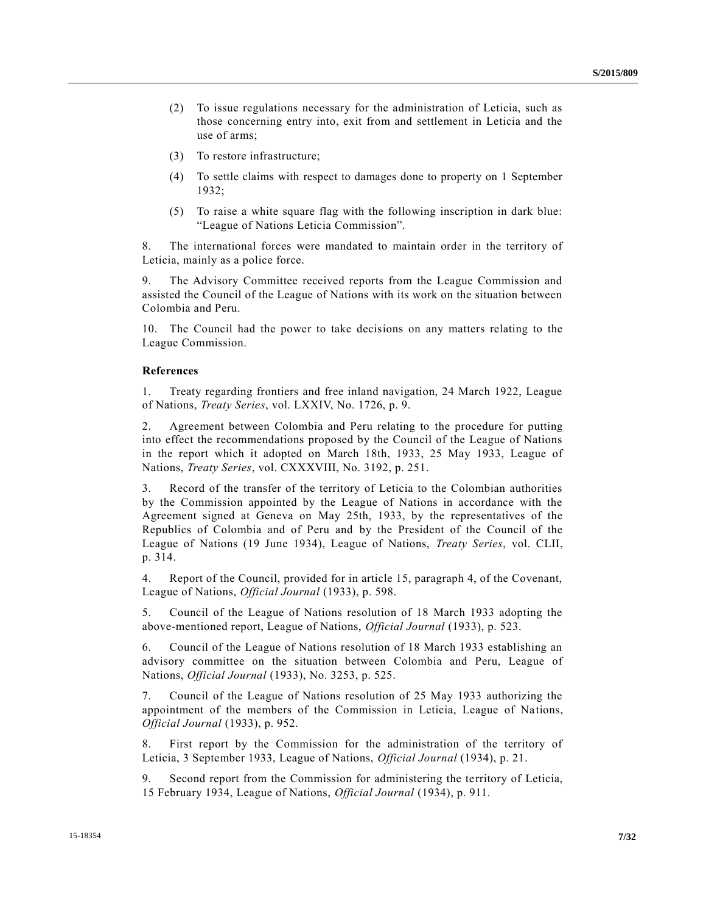(2) To issue regulations necessary for the administration of Leticia, such as those concerning entry into, exit from and settlement in Leticia and the use of arms;

(3) To restore infrastructure;

(4) To settle claims with respect to damages done to property on 1 September 1932;

(5) To raise a white square flag with the following inscription in dark blue: "League of Nations Leticia Commission".

8. The international forces were mandated to maintain order in the territory of Leticia, mainly as a police force.

9. The Advisory Committee received reports from the League Commission and assisted the Council of the League of Nations with its work on the situation between Colombia and Peru.

10. The Council had the power to take decisions on any matters relating to the League Commission.

**References**

1. Treaty regarding frontiers and free inland navigation, 24 March 1922, League of Nations, *Treaty Series*, vol. LXXIV, No. 1726, p. 9.

2. Agreement between Colombia and Peru relating to the procedure for putting into effect the recommendations proposed by the Council of the League of Nations in the report which it adopted on March 18th, 1933, 25 May 1933, League of Nations, *Treaty Series*, vol. CXXXVIII, No. 3192, p. 251.

3. Record of the transfer of the territory of Leticia to the Colombian authorities by the Commission appointed by the League of Nations in accordance with the Agreement signed at Geneva on May 25th, 1933, by the representatives of the Republics of Colombia and of Peru and by the President of the Council of the League of Nations (19 June 1934), League of Nations, *Treaty Series*, vol. CLII, p. 314.

4. Report of the Council, provided for in article 15, paragraph 4, of the Covenant, League of Nations, *Official Journal* (1933), p. 598.

5. Council of the League of Nations resolution of 18 March 1933 adopting the above-mentioned report, League of Nations, *Official Journal* (1933), p. 523.

6. Council of the League of Nations resolution of 18 March 1933 establishing an advisory committee on the situation between Colombia and Peru, League of Nations, *Official Journal* (1933), No. 3253, p. 525.

7. Council of the League of Nations resolution of 25 May 1933 authorizing the appointment of the members of the Commission in Leticia, League of Nations, *Official Journal* (1933), p. 952.

8. First report by the Commission for the administration of the territory of Leticia, 3 September 1933, League of Nations, *Official Journal* (1934), p. 21.

9. Second report from the Commission for administering the territory of Leticia, 15 February 1934, League of Nations, *Official Journal* (1934), p. 911.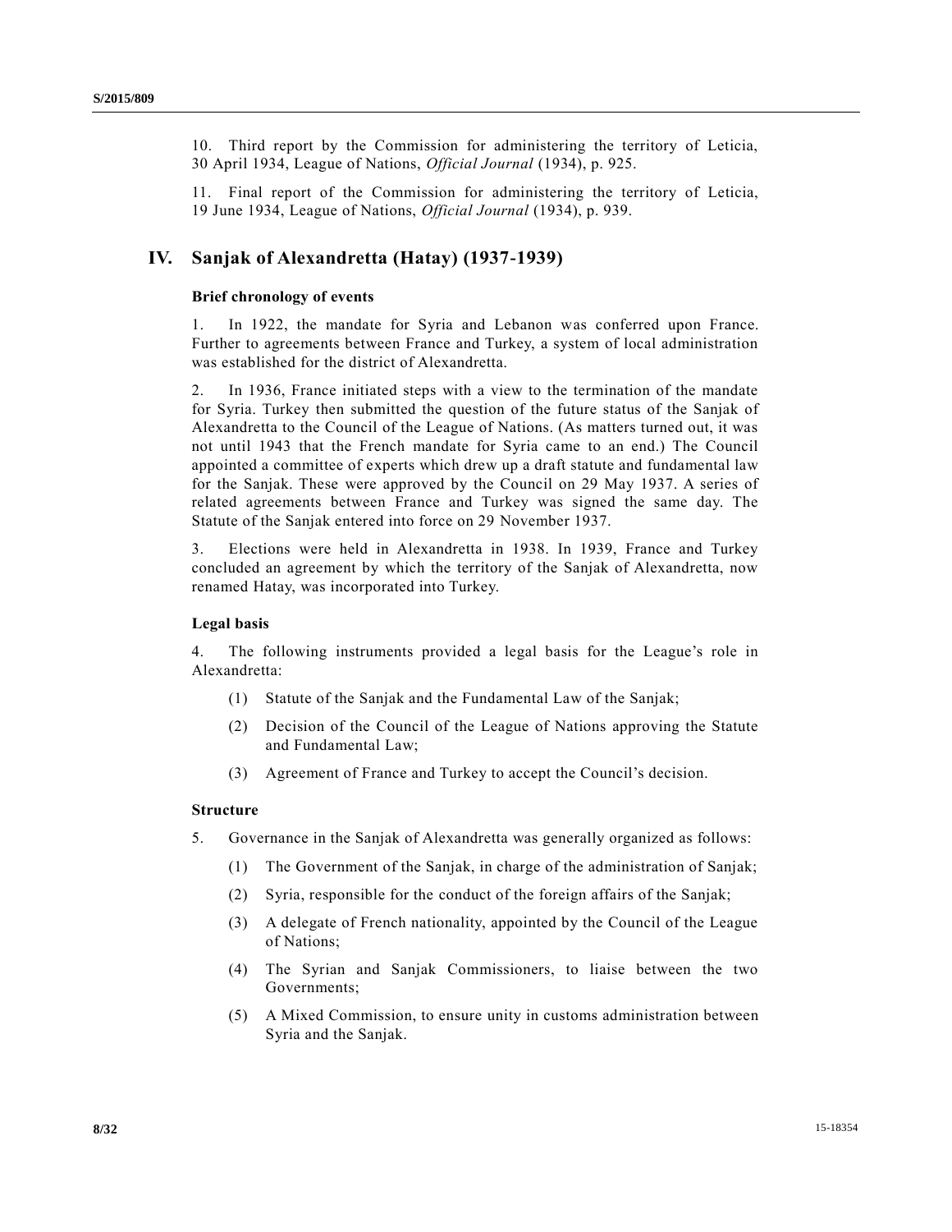10. Third report by the Commission for administering the territory of Leticia, 30 April 1934, League of Nations, *Official Journal* (1934), p. 925.

11. Final report of the Commission for administering the territory of Leticia, 19 June 1934, League of Nations, *Official Journal* (1934), p. 939.

## IV. Sanjak of Alexandretta (Hatay) (1937-1939)

### Brief chronology of events

1. In 1922, the mandate for Syria and Lebanon was conferred upon France. Further to agreements between France and Turkey, a system of local administration was established for the district of Alexandretta.

2. In 1936, France initiated steps with a view to the termination of the mandate for Syria. Turkey then submitted the question of the future status of the Sanjak of Alexandretta to the Council of the League of Nations. (As matters turned out, it was not until 1943 that the French mandate for Syria came to an end.) The Council appointed a committee of experts which drew up a draft statute and fundamental law for the Sanjak. These were approved by the Council on 29 May 1937. A series of related agreements between France and Turkey was signed the same day. The Statute of the Sanjak entered into force on 29 November 1937.

3. Elections were held in Alexandretta in 1938. In 1939, France and Turkey concluded an agreement by which the territory of the Sanjak of Alexandretta, now renamed Hatay, was incorporated into Turkey.

### Legal basis

4. The following instruments provided a legal basis for the League's role in Alexandretta:

(1) Statute of the Sanjak and the Fundamental Law of the Sanjak;

(2) Decision of the Council of the League of Nations approving the Statute and Fundamental Law;

(3) Agreement of France and Turkey to accept the Council's decision.

### Structure

5. Governance in the Sanjak of Alexandretta was generally organized as follows:

(1) The Government of the Sanjak, in charge of the administration of Sanjak;

(2) Syria, responsible for the conduct of the foreign affairs of the Sanjak;

(3) A delegate of French nationality, appointed by the Council of the League of Nations;

(4) The Syrian and Sanjak Commissioners, to liaise between the two Governments;

(5) A Mixed Commission, to ensure unity in customs administration between Syria and the Sanjak.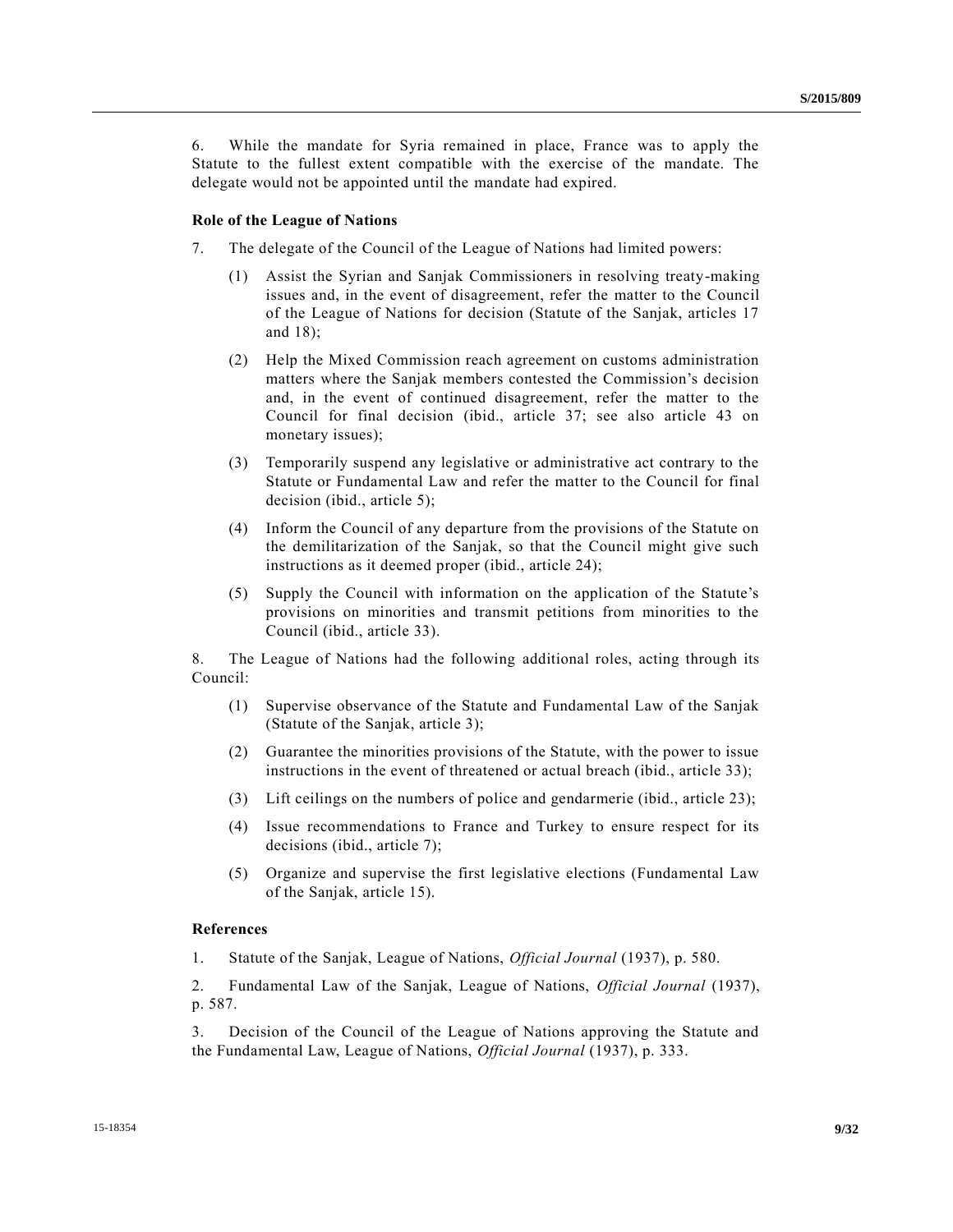6. While the mandate for Syria remained in place, France was to apply the Statute to the fullest extent compatible with the exercise of the mandate. The delegate would not be appointed until the mandate had expired.

### Role of the League of Nations

7. The delegate of the Council of the League of Nations had limited powers:

(1) Assist the Syrian and Sanjak Commissioners in resolving treaty-making issues and, in the event of disagreement, refer the matter to the Council of the League of Nations for decision (Statute of the Sanjak, articles 17 and 18);

(2) Help the Mixed Commission reach agreement on customs administration matters where the Sanjak members contested the Commission's decision and, in the event of continued disagreement, refer the matter to the Council for final decision (ibid., article 37; see also article 43 on monetary issues);

(3) Temporarily suspend any legislative or administrative act contrary to the Statute or Fundamental Law and refer the matter to the Council for final decision (ibid., article 5);

(4) Inform the Council of any departure from the provisions of the Statute on the demilitarization of the Sanjak, so that the Council might give such instructions as it deemed proper (ibid., article 24);

(5) Supply the Council with information on the application of the Statute's provisions on minorities and transmit petitions from minorities to the Council (ibid., article 33).

8. The League of Nations had the following additional roles, acting through its Council:

(1) Supervise observance of the Statute and Fundamental Law of the Sanjak (Statute of the Sanjak, article 3);

(2) Guarantee the minorities provisions of the Statute, with the power to issue instructions in the event of threatened or actual breach (ibid., article 33);

(3) Lift ceilings on the numbers of police and gendarmerie (ibid., article 23);

(4) Issue recommendations to France and Turkey to ensure respect for its decisions (ibid., article 7);

(5) Organize and supervise the first legislative elections (Fundamental Law of the Sanjak, article 15).

### References

1. Statute of the Sanjak, League of Nations, *Official Journal* (1937), p. 580.

2. Fundamental Law of the Sanjak, League of Nations, *Official Journal* (1937), p. 587.

3. Decision of the Council of the League of Nations approving the Statute and the Fundamental Law, League of Nations, *Official Journal* (1937), p. 333.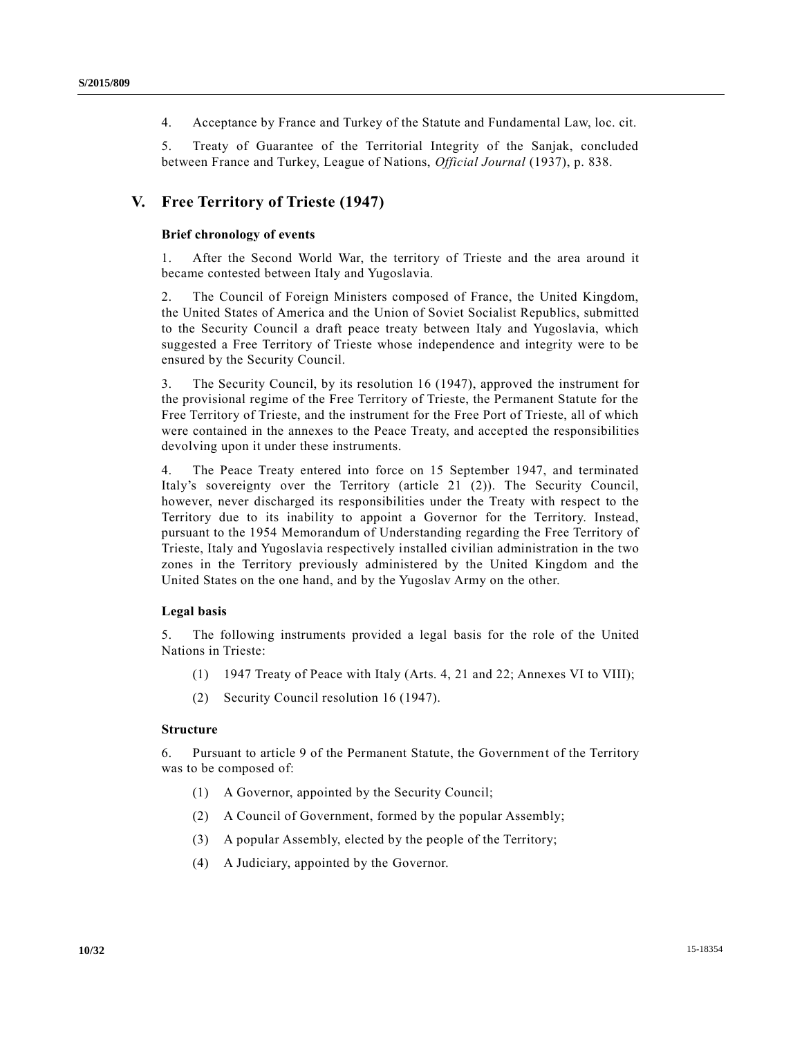4. Acceptance by France and Turkey of the Statute and Fundamental Law, loc. cit.

5. Treaty of Guarantee of the Territorial Integrity of the Sanjak, concluded between France and Turkey, League of Nations, *Official Journal* (1937), p. 838.

## V. Free Territory of Trieste (1947)

### Brief chronology of events

1. After the Second World War, the territory of Trieste and the area around it became contested between Italy and Yugoslavia.

2. The Council of Foreign Ministers composed of France, the United Kingdom, the United States of America and the Union of Soviet Socialist Republics, submitted to the Security Council a draft peace treaty between Italy and Yugoslavia, which suggested a Free Territory of Trieste whose independence and integrity were to be ensured by the Security Council.

3. The Security Council, by its resolution 16 (1947), approved the instrument for the provisional regime of the Free Territory of Trieste, the Permanent Statute for the Free Territory of Trieste, and the instrument for the Free Port of Trieste, all of which were contained in the annexes to the Peace Treaty, and accepted the responsibilities devolving upon it under these instruments.

4. The Peace Treaty entered into force on 15 September 1947, and terminated Italy's sovereignty over the Territory (article 21 (2)). The Security Council, however, never discharged its responsibilities under the Treaty with respect to the Territory due to its inability to appoint a Governor for the Territory. Instead, pursuant to the 1954 Memorandum of Understanding regarding the Free Territory of Trieste, Italy and Yugoslavia respectively installed civilian administration in the two zones in the Territory previously administered by the United Kingdom and the United States on the one hand, and by the Yugoslav Army on the other.

### Legal basis

5. The following instruments provided a legal basis for the role of the United Nations in Trieste:

(1) 1947 Treaty of Peace with Italy (Arts. 4, 21 and 22; Annexes VI to VIII);

(2) Security Council resolution 16 (1947).

### Structure

6. Pursuant to article 9 of the Permanent Statute, the Government of the Territory was to be composed of:

(1) A Governor, appointed by the Security Council;

(2) A Council of Government, formed by the popular Assembly;

(3) A popular Assembly, elected by the people of the Territory;

(4) A Judiciary, appointed by the Governor.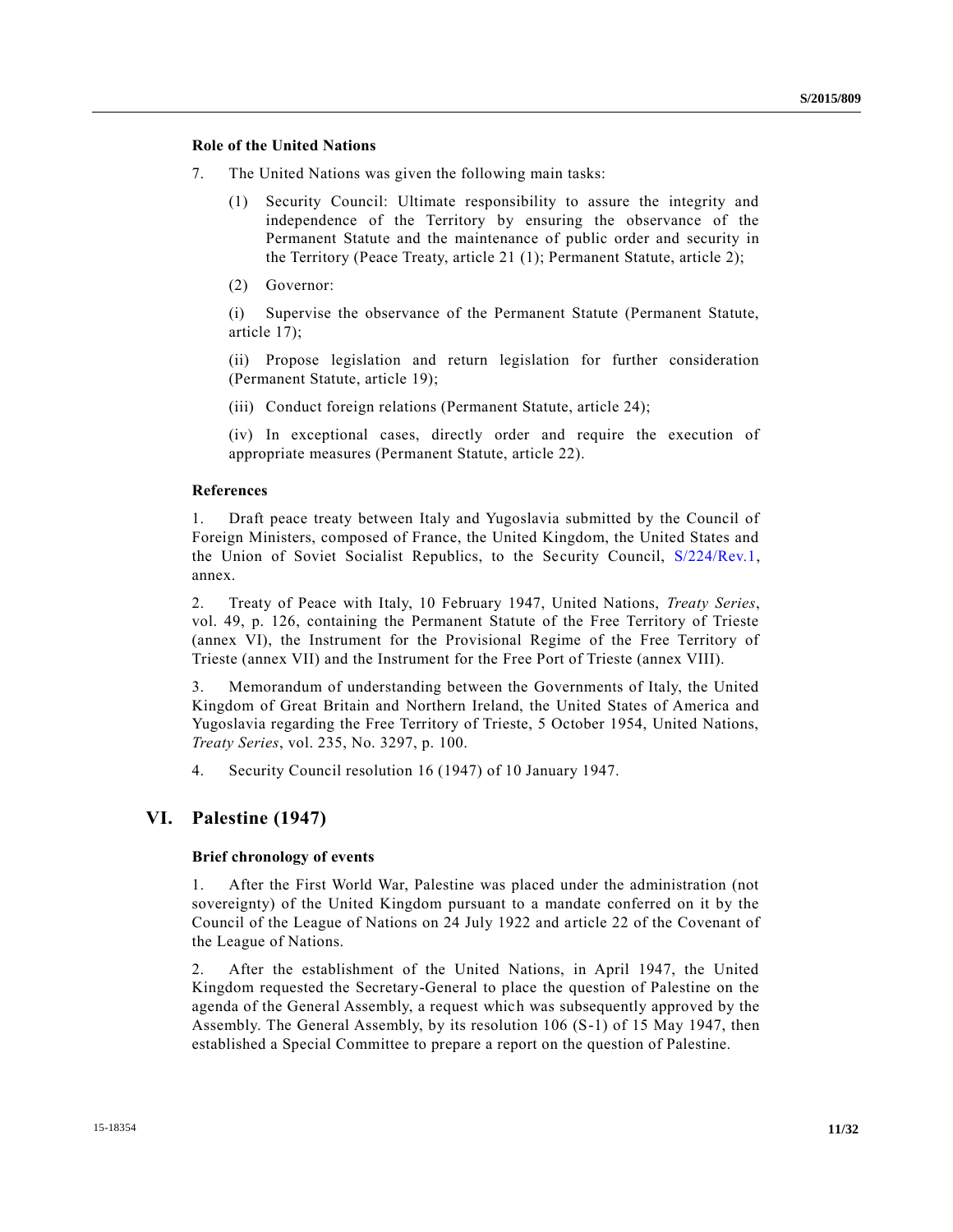#### Role of the United Nations

7. The United Nations was given the following main tasks:

   (1) Security Council: Ultimate responsibility to assure the integrity and independence of the Territory by ensuring the observance of the Permanent Statute and the maintenance of public order and security in the Territory (Peace Treaty, article 21 (1); Permanent Statute, article 2);

   (2) Governor:

   (i) Supervise the observance of the Permanent Statute (Permanent Statute, article 17);

   (ii) Propose legislation and return legislation for further consideration (Permanent Statute, article 19);

   (iii) Conduct foreign relations (Permanent Statute, article 24);

   (iv) In exceptional cases, directly order and require the execution of appropriate measures (Permanent Statute, article 22).

#### References

1. Draft peace treaty between Italy and Yugoslavia submitted by the Council of Foreign Ministers, composed of France, the United Kingdom, the United States and the Union of Soviet Socialist Republics, to the Security Council, S/224/Rev.1, annex.

2. Treaty of Peace with Italy, 10 February 1947, United Nations, *Treaty Series*, vol. 49, p. 126, containing the Permanent Statute of the Free Territory of Trieste (annex VI), the Instrument for the Provisional Regime of the Free Territory of Trieste (annex VII) and the Instrument for the Free Port of Trieste (annex VIII).

3. Memorandum of understanding between the Governments of Italy, the United Kingdom of Great Britain and Northern Ireland, the United States of America and Yugoslavia regarding the Free Territory of Trieste, 5 October 1954, United Nations, *Treaty Series*, vol. 235, No. 3297, p. 100.

4. Security Council resolution 16 (1947) of 10 January 1947.

## VI. Palestine (1947)

#### Brief chronology of events

1. After the First World War, Palestine was placed under the administration (not sovereignty) of the United Kingdom pursuant to a mandate conferred on it by the Council of the League of Nations on 24 July 1922 and article 22 of the Covenant of the League of Nations.

2. After the establishment of the United Nations, in April 1947, the United Kingdom requested the Secretary-General to place the question of Palestine on the agenda of the General Assembly, a request which was subsequently approved by the Assembly. The General Assembly, by its resolution 106 (S-1) of 15 May 1947, then established a Special Committee to prepare a report on the question of Palestine.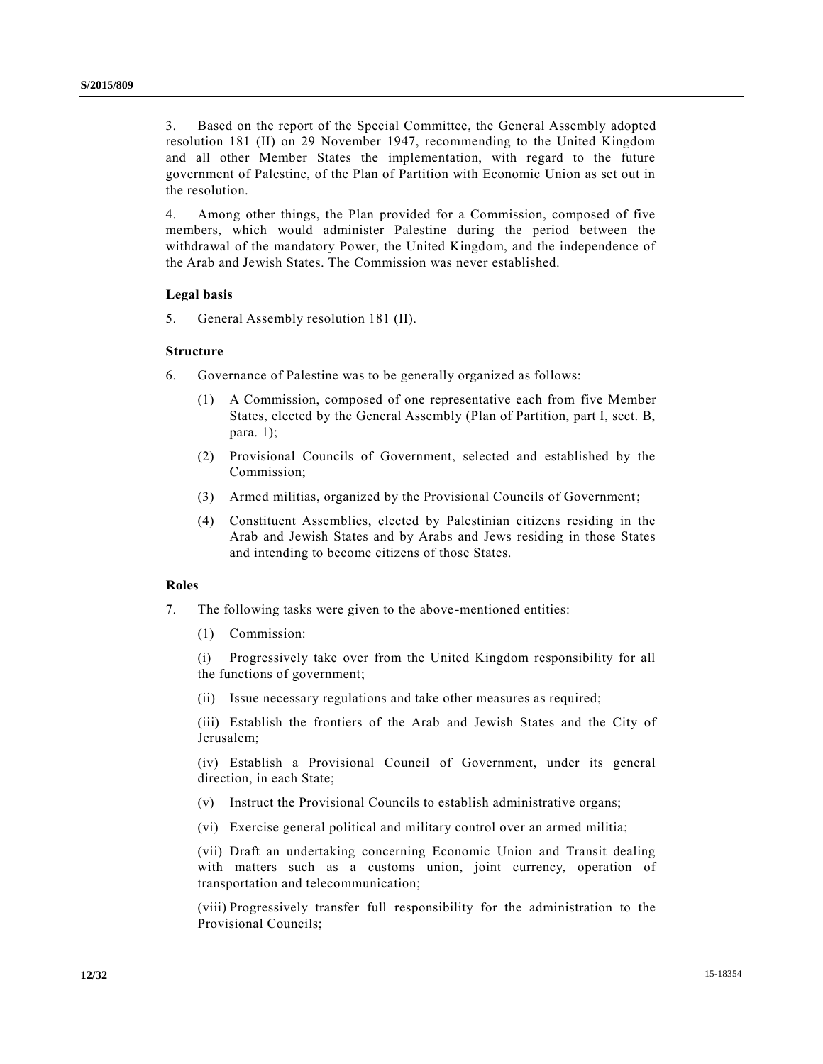3. Based on the report of the Special Committee, the General Assembly adopted resolution 181 (II) on 29 November 1947, recommending to the United Kingdom and all other Member States the implementation, with regard to the future government of Palestine, of the Plan of Partition with Economic Union as set out in the resolution.

4. Among other things, the Plan provided for a Commission, composed of five members, which would administer Palestine during the period between the withdrawal of the mandatory Power, the United Kingdom, and the independence of the Arab and Jewish States. The Commission was never established.

**Legal basis**

5. General Assembly resolution 181 (II).

**Structure**

6. Governance of Palestine was to be generally organized as follows:

(1) A Commission, composed of one representative each from five Member States, elected by the General Assembly (Plan of Partition, part I, sect. B, para. 1);

(2) Provisional Councils of Government, selected and established by the Commission;

(3) Armed militias, organized by the Provisional Councils of Government;

(4) Constituent Assemblies, elected by Palestinian citizens residing in the Arab and Jewish States and by Arabs and Jews residing in those States and intending to become citizens of those States.

**Roles**

7. The following tasks were given to the above-mentioned entities:

(1) Commission:

(i) Progressively take over from the United Kingdom responsibility for all the functions of government;

(ii) Issue necessary regulations and take other measures as required;

(iii) Establish the frontiers of the Arab and Jewish States and the City of Jerusalem;

(iv) Establish a Provisional Council of Government, under its general direction, in each State;

(v) Instruct the Provisional Councils to establish administrative organs;

(vi) Exercise general political and military control over an armed militia;

(vii) Draft an undertaking concerning Economic Union and Transit dealing with matters such as a customs union, joint currency, operation of transportation and telecommunication;

(viii) Progressively transfer full responsibility for the administration to the Provisional Councils;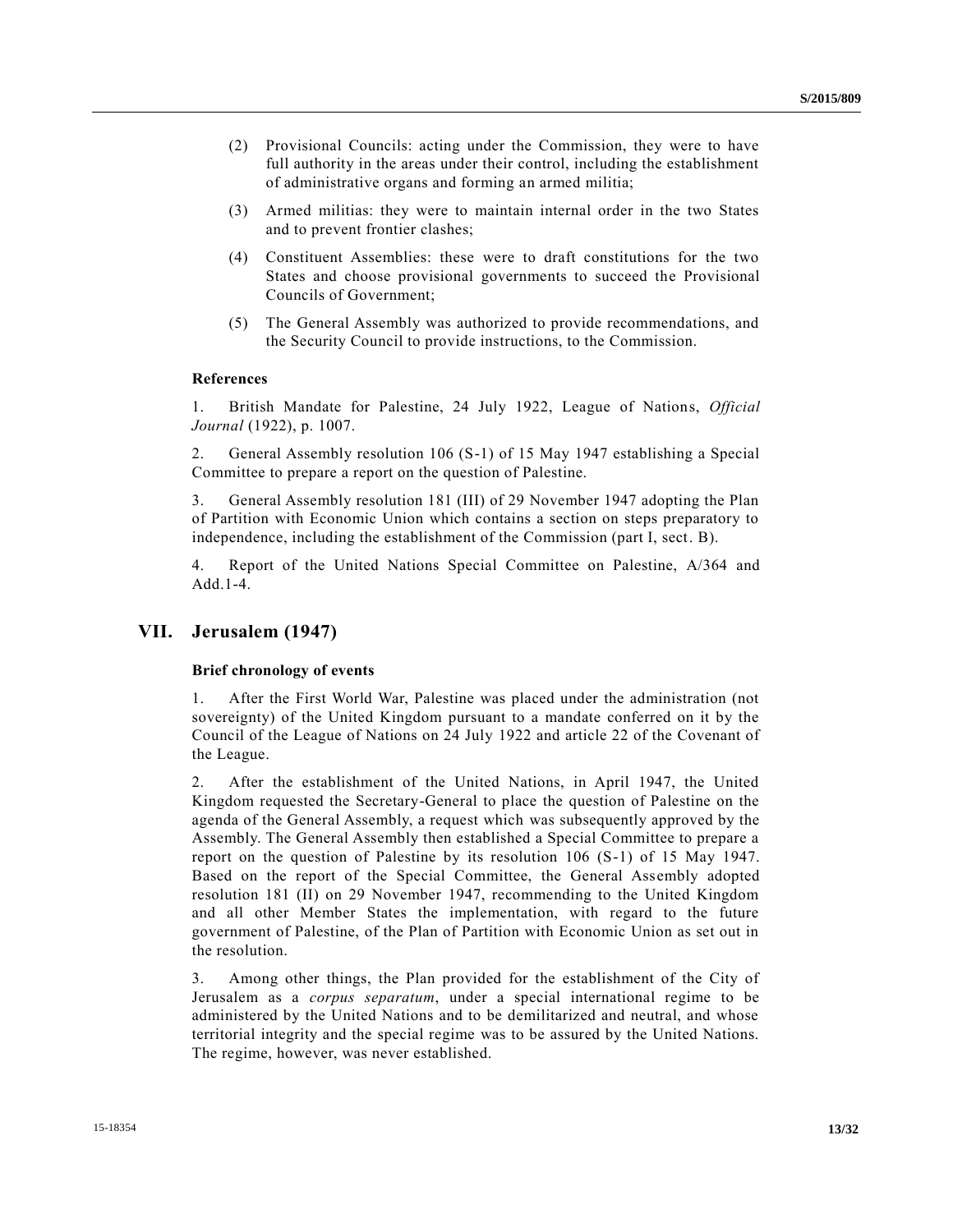(2) Provisional Councils: acting under the Commission, they were to have full authority in the areas under their control, including the establishment of administrative organs and forming an armed militia;

(3) Armed militias: they were to maintain internal order in the two States and to prevent frontier clashes;

(4) Constituent Assemblies: these were to draft constitutions for the two States and choose provisional governments to succeed the Provisional Councils of Government;

(5) The General Assembly was authorized to provide recommendations, and the Security Council to provide instructions, to the Commission.

### References

1. British Mandate for Palestine, 24 July 1922, League of Nations, *Official Journal* (1922), p. 1007.

2. General Assembly resolution 106 (S-1) of 15 May 1947 establishing a Special Committee to prepare a report on the question of Palestine.

3. General Assembly resolution 181 (III) of 29 November 1947 adopting the Plan of Partition with Economic Union which contains a section on steps preparatory to independence, including the establishment of the Commission (part I, sect. B).

4. Report of the United Nations Special Committee on Palestine, A/364 and Add.1-4.

## VII. Jerusalem (1947)

### Brief chronology of events

1. After the First World War, Palestine was placed under the administration (not sovereignty) of the United Kingdom pursuant to a mandate conferred on it by the Council of the League of Nations on 24 July 1922 and article 22 of the Covenant of the League.

2. After the establishment of the United Nations, in April 1947, the United Kingdom requested the Secretary-General to place the question of Palestine on the agenda of the General Assembly, a request which was subsequently approved by the Assembly. The General Assembly then established a Special Committee to prepare a report on the question of Palestine by its resolution 106 (S-1) of 15 May 1947. Based on the report of the Special Committee, the General Assembly adopted resolution 181 (II) on 29 November 1947, recommending to the United Kingdom and all other Member States the implementation, with regard to the future government of Palestine, of the Plan of Partition with Economic Union as set out in the resolution.

3. Among other things, the Plan provided for the establishment of the City of Jerusalem as a *corpus separatum*, under a special international regime to be administered by the United Nations and to be demilitarized and neutral, and whose territorial integrity and the special regime was to be assured by the United Nations. The regime, however, was never established.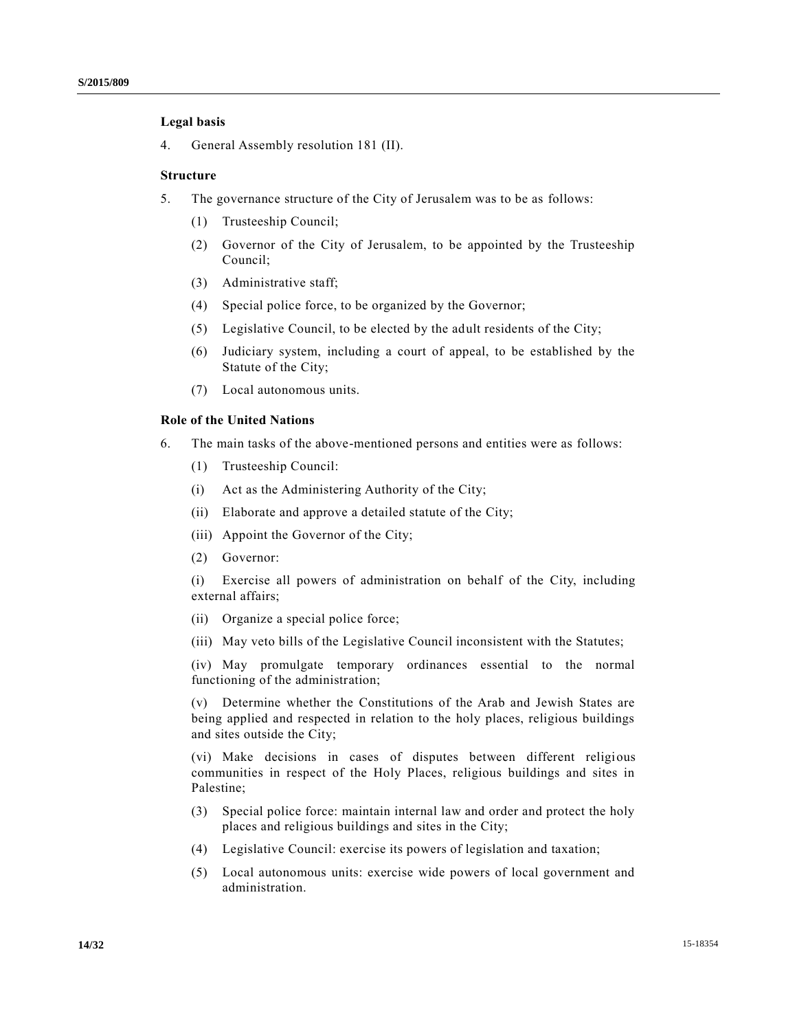**Legal basis**

4. General Assembly resolution 181 (II).

**Structure**

5. The governance structure of the City of Jerusalem was to be as follows:

   (1) Trusteeship Council;

   (2) Governor of the City of Jerusalem, to be appointed by the Trusteeship Council;

   (3) Administrative staff;

   (4) Special police force, to be organized by the Governor;

   (5) Legislative Council, to be elected by the adult residents of the City;

   (6) Judiciary system, including a court of appeal, to be established by the Statute of the City;

   (7) Local autonomous units.

**Role of the United Nations**

6. The main tasks of the above-mentioned persons and entities were as follows:

   (1) Trusteeship Council:

   (i) Act as the Administering Authority of the City;

   (ii) Elaborate and approve a detailed statute of the City;

   (iii) Appoint the Governor of the City;

   (2) Governor:

   (i) Exercise all powers of administration on behalf of the City, including external affairs;

   (ii) Organize a special police force;

   (iii) May veto bills of the Legislative Council inconsistent with the Statutes;

   (iv) May promulgate temporary ordinances essential to the normal functioning of the administration;

   (v) Determine whether the Constitutions of the Arab and Jewish States are being applied and respected in relation to the holy places, religious buildings and sites outside the City;

   (vi) Make decisions in cases of disputes between different religious communities in respect of the Holy Places, religious buildings and sites in Palestine;

   (3) Special police force: maintain internal law and order and protect the holy places and religious buildings and sites in the City;

   (4) Legislative Council: exercise its powers of legislation and taxation;

   (5) Local autonomous units: exercise wide powers of local government and administration.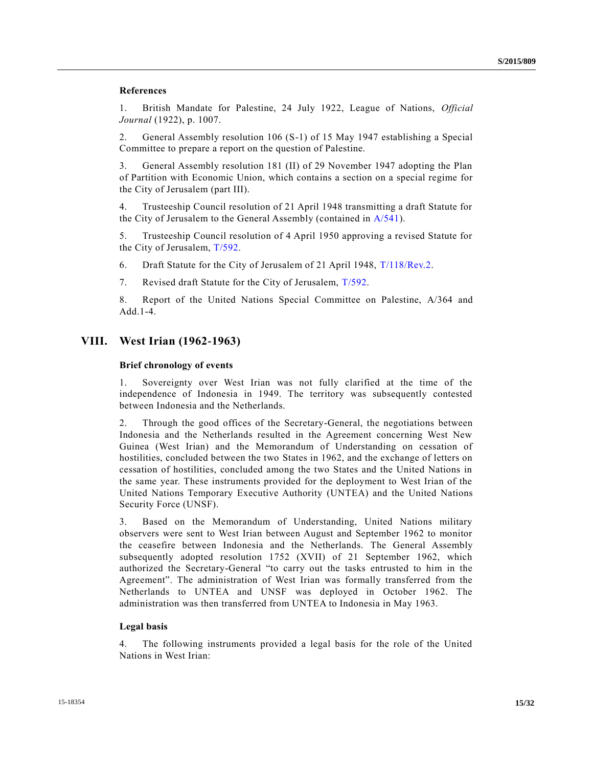### References

1. British Mandate for Palestine, 24 July 1922, League of Nations, *Official Journal* (1922), p. 1007.

2. General Assembly resolution 106 (S-1) of 15 May 1947 establishing a Special Committee to prepare a report on the question of Palestine.

3. General Assembly resolution 181 (II) of 29 November 1947 adopting the Plan of Partition with Economic Union, which contains a section on a special regime for the City of Jerusalem (part III).

4. Trusteeship Council resolution of 21 April 1948 transmitting a draft Statute for the City of Jerusalem to the General Assembly (contained in A/541).

5. Trusteeship Council resolution of 4 April 1950 approving a revised Statute for the City of Jerusalem, T/592.

6. Draft Statute for the City of Jerusalem of 21 April 1948, T/118/Rev.2.

7. Revised draft Statute for the City of Jerusalem, T/592.

8. Report of the United Nations Special Committee on Palestine, A/364 and Add.1-4.

## VIII. West Irian (1962-1963)

### Brief chronology of events

1. Sovereignty over West Irian was not fully clarified at the time of the independence of Indonesia in 1949. The territory was subsequently contested between Indonesia and the Netherlands.

2. Through the good offices of the Secretary-General, the negotiations between Indonesia and the Netherlands resulted in the Agreement concerning West New Guinea (West Irian) and the Memorandum of Understanding on cessation of hostilities, concluded between the two States in 1962, and the exchange of letters on cessation of hostilities, concluded among the two States and the United Nations in the same year. These instruments provided for the deployment to West Irian of the United Nations Temporary Executive Authority (UNTEA) and the United Nations Security Force (UNSF).

3. Based on the Memorandum of Understanding, United Nations military observers were sent to West Irian between August and September 1962 to monitor the ceasefire between Indonesia and the Netherlands. The General Assembly subsequently adopted resolution 1752 (XVII) of 21 September 1962, which authorized the Secretary-General "to carry out the tasks entrusted to him in the Agreement". The administration of West Irian was formally transferred from the Netherlands to UNTEA and UNSF was deployed in October 1962. The administration was then transferred from UNTEA to Indonesia in May 1963.

### Legal basis

4. The following instruments provided a legal basis for the role of the United Nations in West Irian: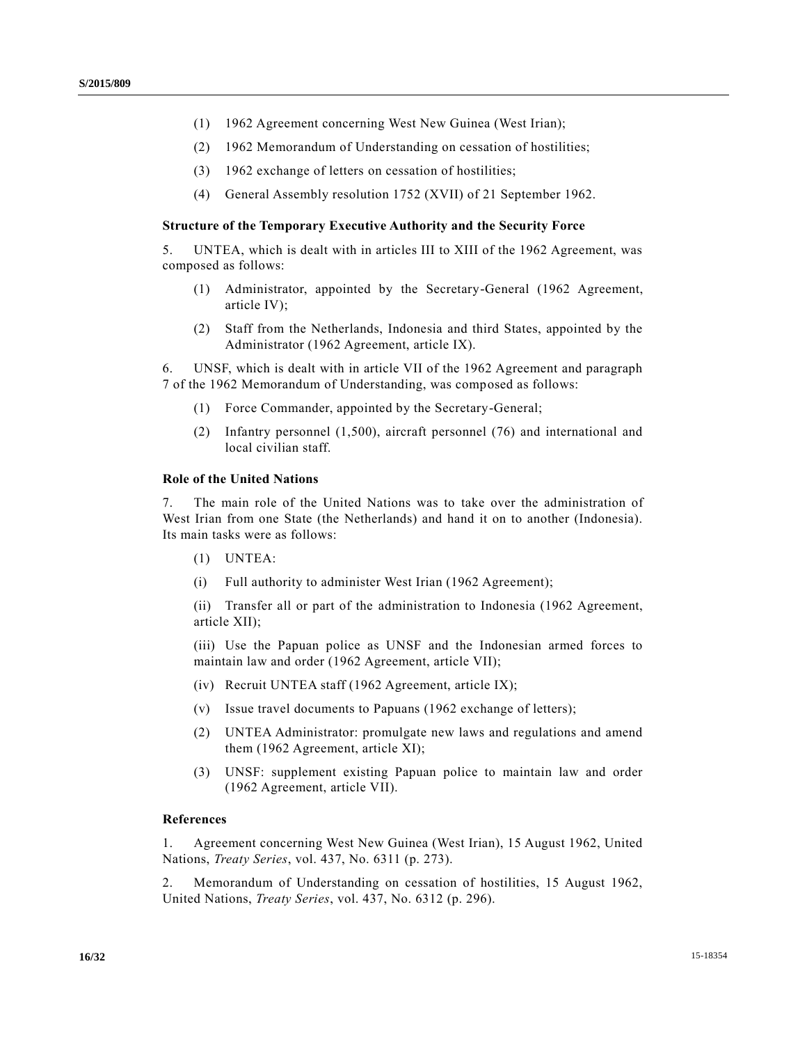(1) 1962 Agreement concerning West New Guinea (West Irian);

(2) 1962 Memorandum of Understanding on cessation of hostilities;

(3) 1962 exchange of letters on cessation of hostilities;

(4) General Assembly resolution 1752 (XVII) of 21 September 1962.

**Structure of the Temporary Executive Authority and the Security Force**

5. UNTEA, which is dealt with in articles III to XIII of the 1962 Agreement, was composed as follows:

(1) Administrator, appointed by the Secretary-General (1962 Agreement, article IV);

(2) Staff from the Netherlands, Indonesia and third States, appointed by the Administrator (1962 Agreement, article IX).

6. UNSF, which is dealt with in article VII of the 1962 Agreement and paragraph 7 of the 1962 Memorandum of Understanding, was composed as follows:

(1) Force Commander, appointed by the Secretary-General;

(2) Infantry personnel (1,500), aircraft personnel (76) and international and local civilian staff.

**Role of the United Nations**

7. The main role of the United Nations was to take over the administration of West Irian from one State (the Netherlands) and hand it on to another (Indonesia). Its main tasks were as follows:

(1) UNTEA:

(i) Full authority to administer West Irian (1962 Agreement);

(ii) Transfer all or part of the administration to Indonesia (1962 Agreement, article XII);

(iii) Use the Papuan police as UNSF and the Indonesian armed forces to maintain law and order (1962 Agreement, article VII);

(iv) Recruit UNTEA staff (1962 Agreement, article IX);

(v) Issue travel documents to Papuans (1962 exchange of letters);

(2) UNTEA Administrator: promulgate new laws and regulations and amend them (1962 Agreement, article XI);

(3) UNSF: supplement existing Papuan police to maintain law and order (1962 Agreement, article VII).

**References**

1. Agreement concerning West New Guinea (West Irian), 15 August 1962, United Nations, *Treaty Series*, vol. 437, No. 6311 (p. 273).

2. Memorandum of Understanding on cessation of hostilities, 15 August 1962, United Nations, *Treaty Series*, vol. 437, No. 6312 (p. 296).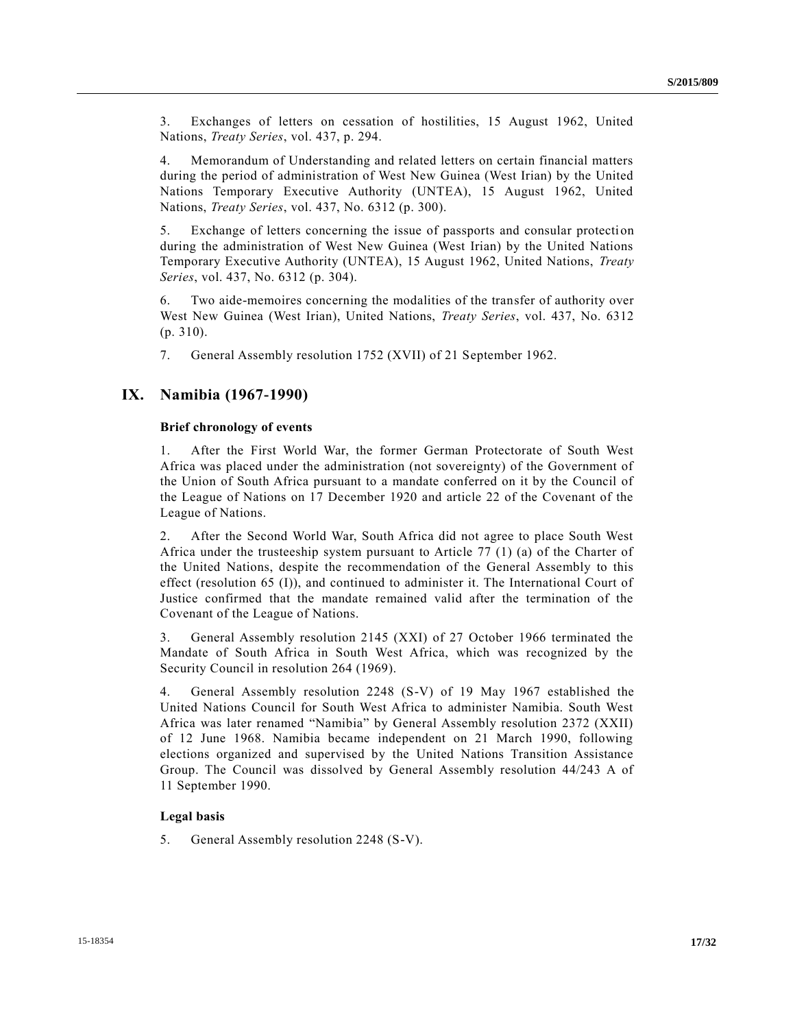3. Exchanges of letters on cessation of hostilities, 15 August 1962, United Nations, *Treaty Series*, vol. 437, p. 294.

4. Memorandum of Understanding and related letters on certain financial matters during the period of administration of West New Guinea (West Irian) by the United Nations Temporary Executive Authority (UNTEA), 15 August 1962, United Nations, *Treaty Series*, vol. 437, No. 6312 (p. 300).

5. Exchange of letters concerning the issue of passports and consular protection during the administration of West New Guinea (West Irian) by the United Nations Temporary Executive Authority (UNTEA), 15 August 1962, United Nations, *Treaty Series*, vol. 437, No. 6312 (p. 304).

6. Two aide-memoires concerning the modalities of the transfer of authority over West New Guinea (West Irian), United Nations, *Treaty Series*, vol. 437, No. 6312 (p. 310).

7. General Assembly resolution 1752 (XVII) of 21 September 1962.

## IX. Namibia (1967-1990)

### Brief chronology of events

1. After the First World War, the former German Protectorate of South West Africa was placed under the administration (not sovereignty) of the Government of the Union of South Africa pursuant to a mandate conferred on it by the Council of the League of Nations on 17 December 1920 and article 22 of the Covenant of the League of Nations.

2. After the Second World War, South Africa did not agree to place South West Africa under the trusteeship system pursuant to Article 77 (1) (a) of the Charter of the United Nations, despite the recommendation of the General Assembly to this effect (resolution 65 (I)), and continued to administer it. The International Court of Justice confirmed that the mandate remained valid after the termination of the Covenant of the League of Nations.

3. General Assembly resolution 2145 (XXI) of 27 October 1966 terminated the Mandate of South Africa in South West Africa, which was recognized by the Security Council in resolution 264 (1969).

4. General Assembly resolution 2248 (S-V) of 19 May 1967 established the United Nations Council for South West Africa to administer Namibia. South West Africa was later renamed "Namibia" by General Assembly resolution 2372 (XXII) of 12 June 1968. Namibia became independent on 21 March 1990, following elections organized and supervised by the United Nations Transition Assistance Group. The Council was dissolved by General Assembly resolution 44/243 A of 11 September 1990.

### Legal basis

5. General Assembly resolution 2248 (S-V).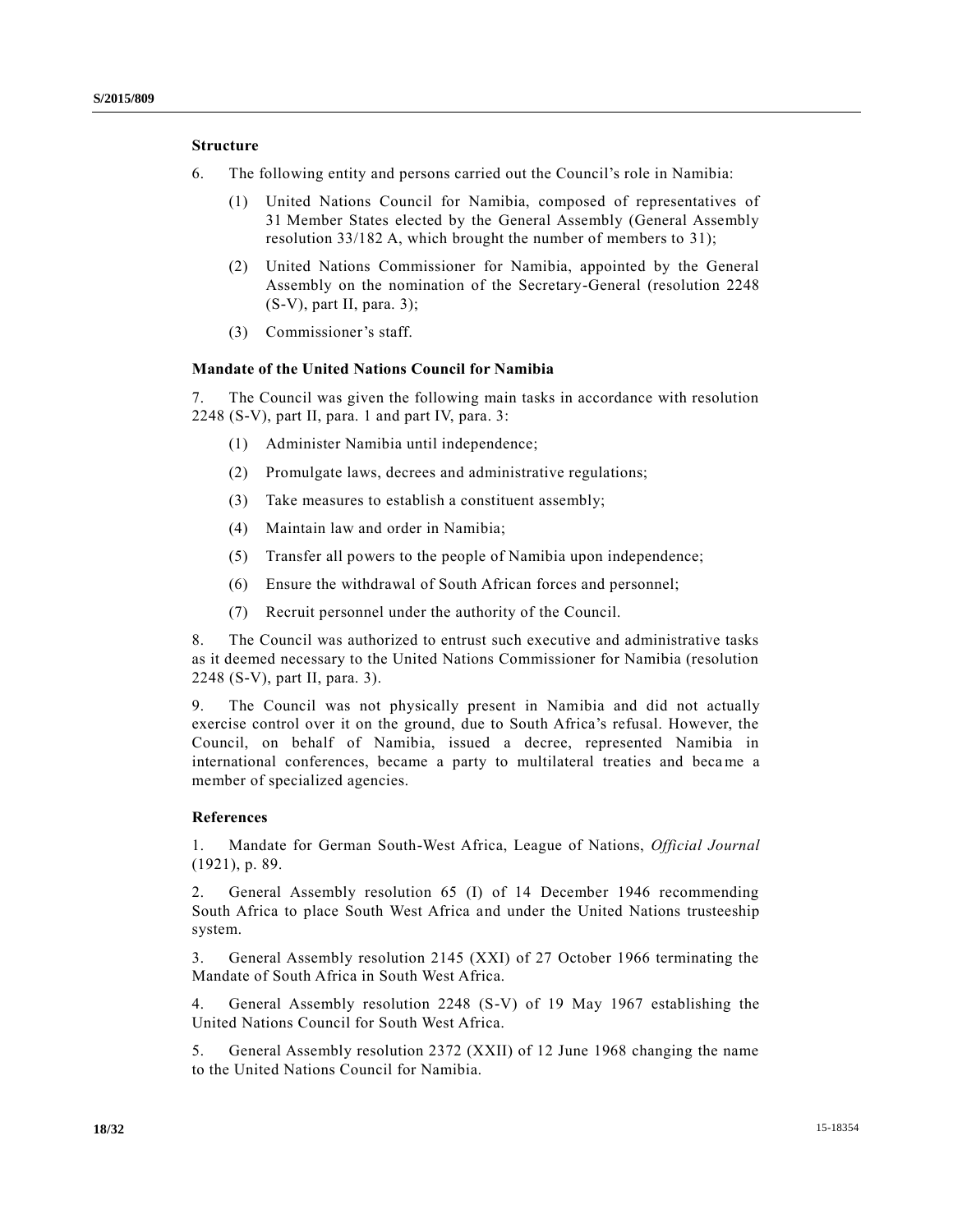**Structure**

6. The following entity and persons carried out the Council's role in Namibia:

(1) United Nations Council for Namibia, composed of representatives of 31 Member States elected by the General Assembly (General Assembly resolution 33/182 A, which brought the number of members to 31);

(2) United Nations Commissioner for Namibia, appointed by the General Assembly on the nomination of the Secretary-General (resolution 2248 (S-V), part II, para. 3);

(3) Commissioner's staff.

**Mandate of the United Nations Council for Namibia**

7. The Council was given the following main tasks in accordance with resolution 2248 (S-V), part II, para. 1 and part IV, para. 3:

(1) Administer Namibia until independence;

(2) Promulgate laws, decrees and administrative regulations;

(3) Take measures to establish a constituent assembly;

(4) Maintain law and order in Namibia;

(5) Transfer all powers to the people of Namibia upon independence;

(6) Ensure the withdrawal of South African forces and personnel;

(7) Recruit personnel under the authority of the Council.

8. The Council was authorized to entrust such executive and administrative tasks as it deemed necessary to the United Nations Commissioner for Namibia (resolution 2248 (S-V), part II, para. 3).

9. The Council was not physically present in Namibia and did not actually exercise control over it on the ground, due to South Africa's refusal. However, the Council, on behalf of Namibia, issued a decree, represented Namibia in international conferences, became a party to multilateral treaties and became a member of specialized agencies.

**References**

1. Mandate for German South-West Africa, League of Nations, *Official Journal* (1921), p. 89.

2. General Assembly resolution 65 (I) of 14 December 1946 recommending South Africa to place South West Africa and under the United Nations trusteeship system.

3. General Assembly resolution 2145 (XXI) of 27 October 1966 terminating the Mandate of South Africa in South West Africa.

4. General Assembly resolution 2248 (S-V) of 19 May 1967 establishing the United Nations Council for South West Africa.

5. General Assembly resolution 2372 (XXII) of 12 June 1968 changing the name to the United Nations Council for Namibia.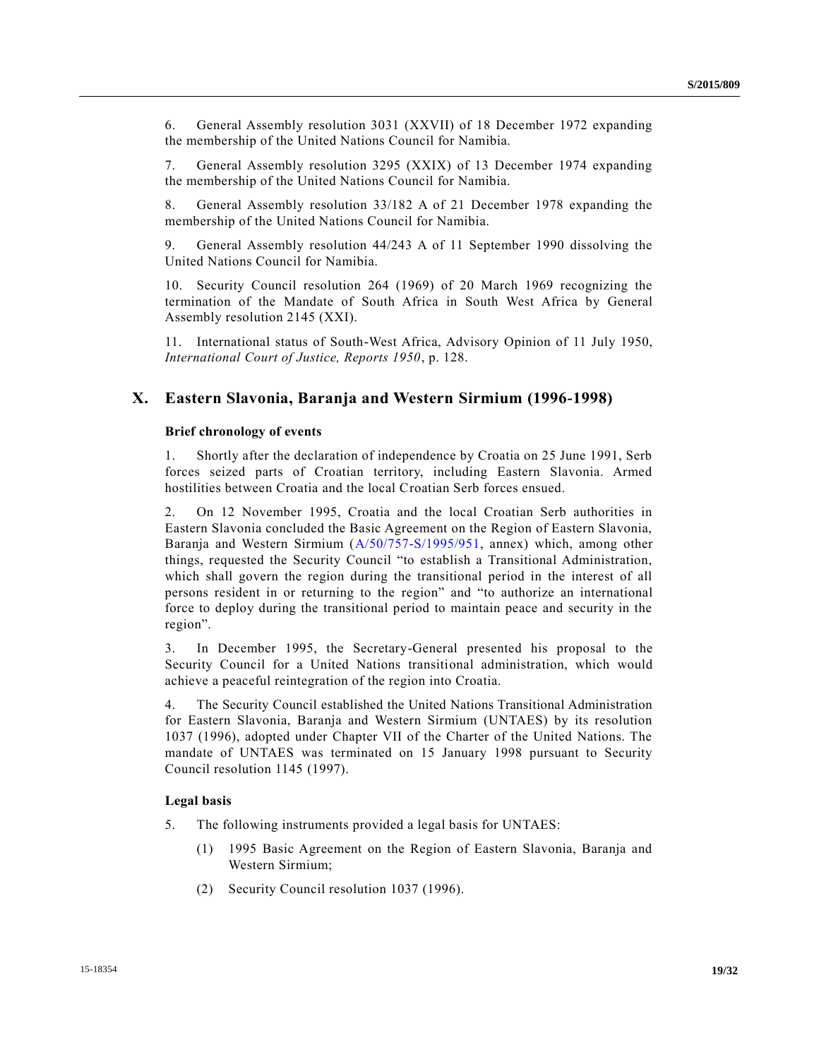6. General Assembly resolution 3031 (XXVII) of 18 December 1972 expanding the membership of the United Nations Council for Namibia.

7. General Assembly resolution 3295 (XXIX) of 13 December 1974 expanding the membership of the United Nations Council for Namibia.

8. General Assembly resolution 33/182 A of 21 December 1978 expanding the membership of the United Nations Council for Namibia.

9. General Assembly resolution 44/243 A of 11 September 1990 dissolving the United Nations Council for Namibia.

10. Security Council resolution 264 (1969) of 20 March 1969 recognizing the termination of the Mandate of South Africa in South West Africa by General Assembly resolution 2145 (XXI).

11. International status of South-West Africa, Advisory Opinion of 11 July 1950, *International Court of Justice, Reports 1950*, p. 128.

## X. Eastern Slavonia, Baranja and Western Sirmium (1996-1998)

### Brief chronology of events

1. Shortly after the declaration of independence by Croatia on 25 June 1991, Serb forces seized parts of Croatian territory, including Eastern Slavonia. Armed hostilities between Croatia and the local Croatian Serb forces ensued.

2. On 12 November 1995, Croatia and the local Croatian Serb authorities in Eastern Slavonia concluded the Basic Agreement on the Region of Eastern Slavonia, Baranja and Western Sirmium (A/50/757-S/1995/951, annex) which, among other things, requested the Security Council "to establish a Transitional Administration, which shall govern the region during the transitional period in the interest of all persons resident in or returning to the region" and "to authorize an international force to deploy during the transitional period to maintain peace and security in the region".

3. In December 1995, the Secretary-General presented his proposal to the Security Council for a United Nations transitional administration, which would achieve a peaceful reintegration of the region into Croatia.

4. The Security Council established the United Nations Transitional Administration for Eastern Slavonia, Baranja and Western Sirmium (UNTAES) by its resolution 1037 (1996), adopted under Chapter VII of the Charter of the United Nations. The mandate of UNTAES was terminated on 15 January 1998 pursuant to Security Council resolution 1145 (1997).

### Legal basis

5. The following instruments provided a legal basis for UNTAES:

(1) 1995 Basic Agreement on the Region of Eastern Slavonia, Baranja and Western Sirmium;

(2) Security Council resolution 1037 (1996).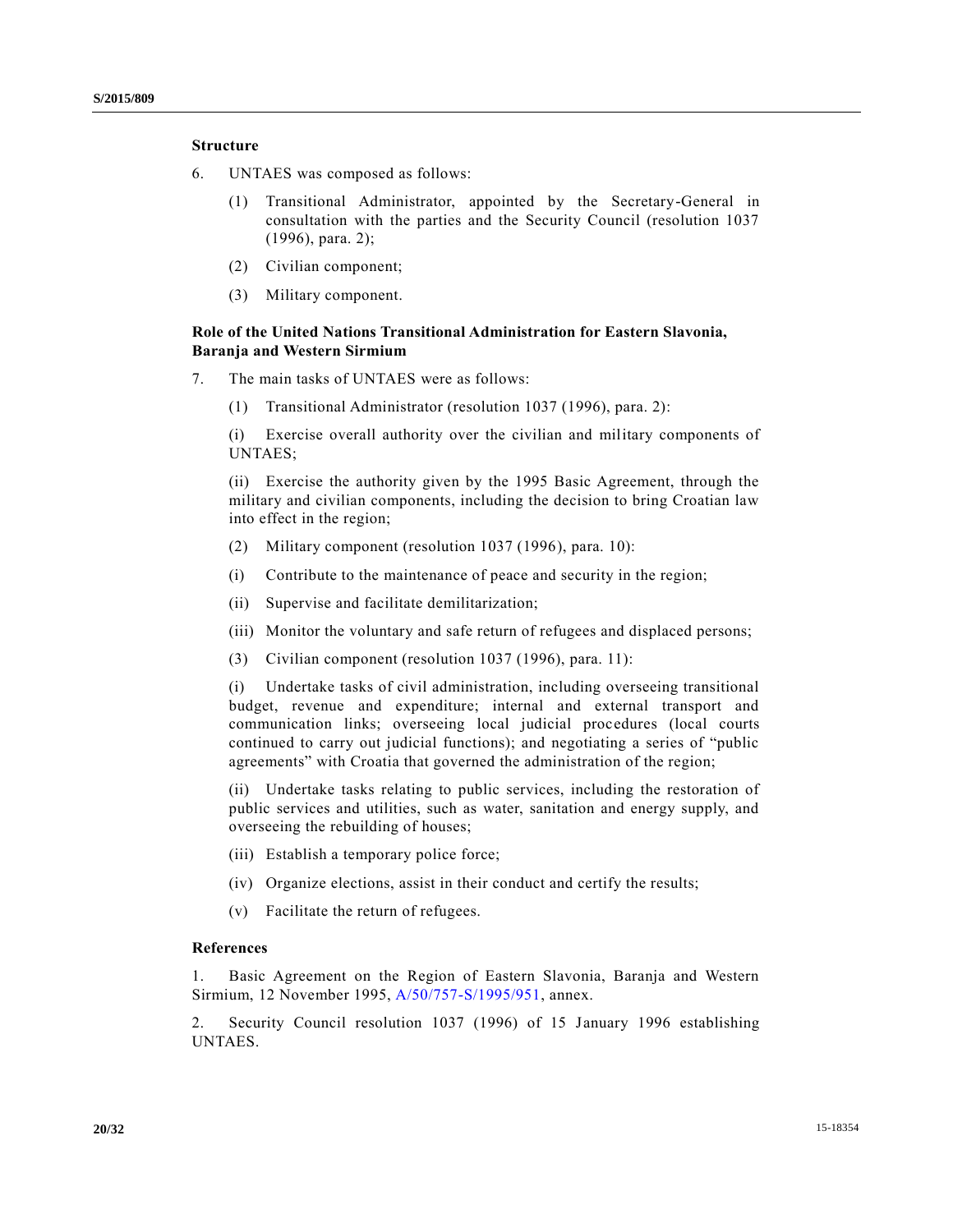**Structure**

6. UNTAES was composed as follows:

   (1) Transitional Administrator, appointed by the Secretary-General in consultation with the parties and the Security Council (resolution 1037 (1996), para. 2);

   (2) Civilian component;

   (3) Military component.

**Role of the United Nations Transitional Administration for Eastern Slavonia, Baranja and Western Sirmium**

7. The main tasks of UNTAES were as follows:

   (1) Transitional Administrator (resolution 1037 (1996), para. 2):

   (i) Exercise overall authority over the civilian and military components of UNTAES;

   (ii) Exercise the authority given by the 1995 Basic Agreement, through the military and civilian components, including the decision to bring Croatian law into effect in the region;

   (2) Military component (resolution 1037 (1996), para. 10):

   (i) Contribute to the maintenance of peace and security in the region;

   (ii) Supervise and facilitate demilitarization;

   (iii) Monitor the voluntary and safe return of refugees and displaced persons;

   (3) Civilian component (resolution 1037 (1996), para. 11):

   (i) Undertake tasks of civil administration, including overseeing transitional budget, revenue and expenditure; internal and external transport and communication links; overseeing local judicial procedures (local courts continued to carry out judicial functions); and negotiating a series of "public agreements" with Croatia that governed the administration of the region;

   (ii) Undertake tasks relating to public services, including the restoration of public services and utilities, such as water, sanitation and energy supply, and overseeing the rebuilding of houses;

   (iii) Establish a temporary police force;

   (iv) Organize elections, assist in their conduct and certify the results;

   (v) Facilitate the return of refugees.

**References**

1. Basic Agreement on the Region of Eastern Slavonia, Baranja and Western Sirmium, 12 November 1995, A/50/757-S/1995/951, annex.

2. Security Council resolution 1037 (1996) of 15 January 1996 establishing UNTAES.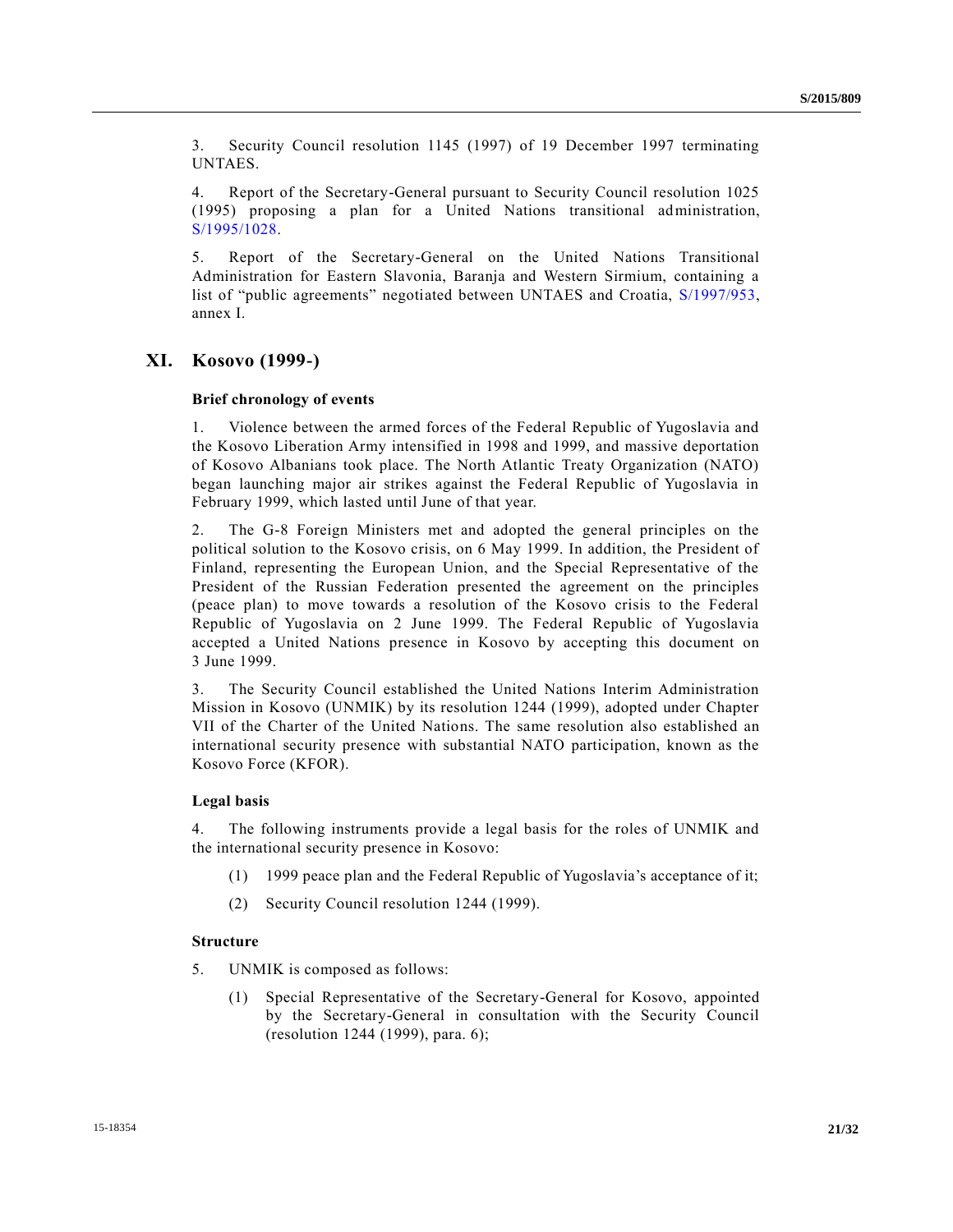3. Security Council resolution 1145 (1997) of 19 December 1997 terminating UNTAES.

4. Report of the Secretary-General pursuant to Security Council resolution 1025 (1995) proposing a plan for a United Nations transitional administration, S/1995/1028.

5. Report of the Secretary-General on the United Nations Transitional Administration for Eastern Slavonia, Baranja and Western Sirmium, containing a list of "public agreements" negotiated between UNTAES and Croatia, S/1997/953, annex I.

## XI. Kosovo (1999-)

### Brief chronology of events

1. Violence between the armed forces of the Federal Republic of Yugoslavia and the Kosovo Liberation Army intensified in 1998 and 1999, and massive deportation of Kosovo Albanians took place. The North Atlantic Treaty Organization (NATO) began launching major air strikes against the Federal Republic of Yugoslavia in February 1999, which lasted until June of that year.

2. The G-8 Foreign Ministers met and adopted the general principles on the political solution to the Kosovo crisis, on 6 May 1999. In addition, the President of Finland, representing the European Union, and the Special Representative of the President of the Russian Federation presented the agreement on the principles (peace plan) to move towards a resolution of the Kosovo crisis to the Federal Republic of Yugoslavia on 2 June 1999. The Federal Republic of Yugoslavia accepted a United Nations presence in Kosovo by accepting this document on 3 June 1999.

3. The Security Council established the United Nations Interim Administration Mission in Kosovo (UNMIK) by its resolution 1244 (1999), adopted under Chapter VII of the Charter of the United Nations. The same resolution also established an international security presence with substantial NATO participation, known as the Kosovo Force (KFOR).

### Legal basis

4. The following instruments provide a legal basis for the roles of UNMIK and the international security presence in Kosovo:

(1) 1999 peace plan and the Federal Republic of Yugoslavia's acceptance of it;

(2) Security Council resolution 1244 (1999).

### Structure

5. UNMIK is composed as follows:

(1) Special Representative of the Secretary-General for Kosovo, appointed by the Secretary-General in consultation with the Security Council (resolution 1244 (1999), para. 6);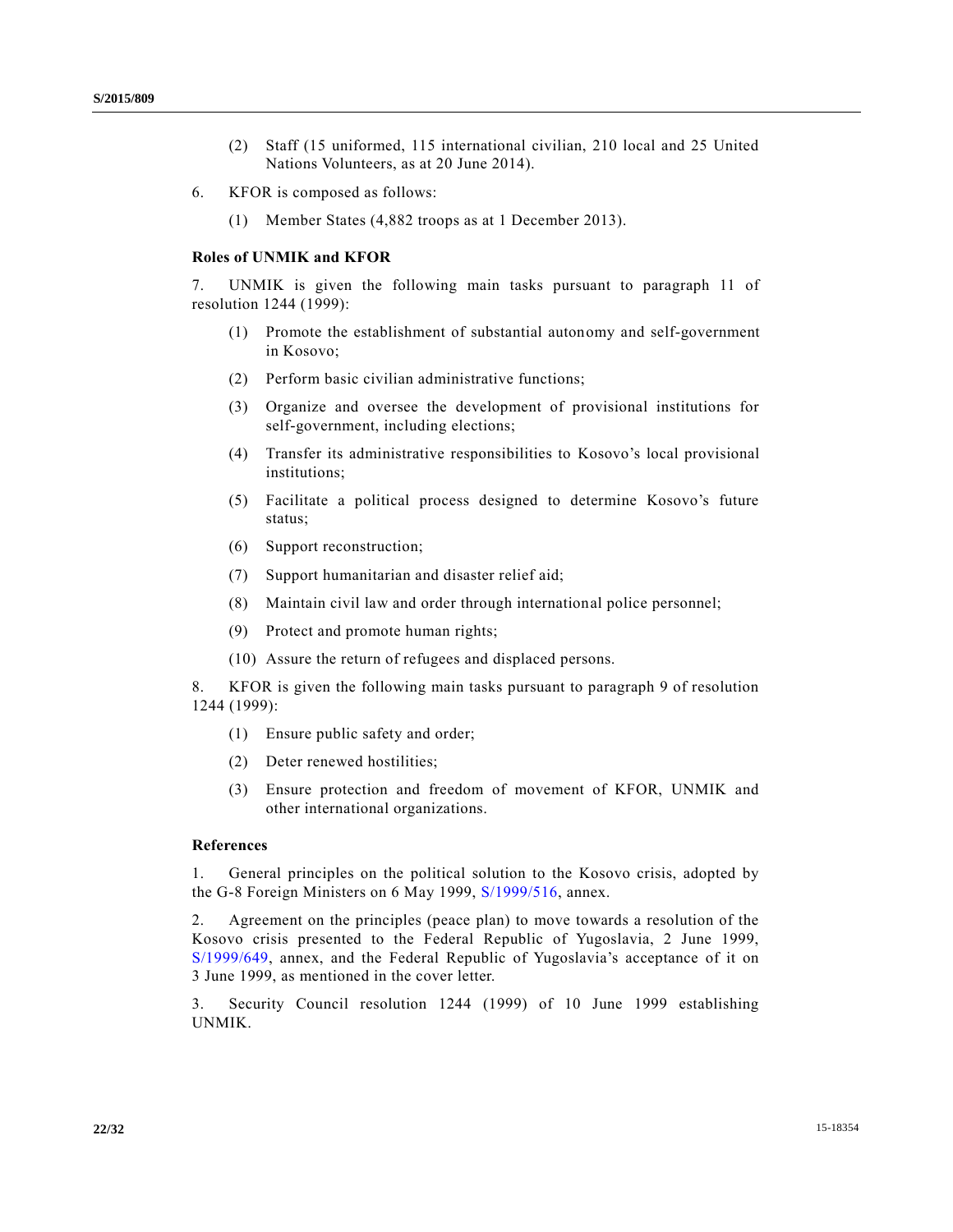(2) Staff (15 uniformed, 115 international civilian, 210 local and 25 United Nations Volunteers, as at 20 June 2014).

6. KFOR is composed as follows:

(1) Member States (4,882 troops as at 1 December 2013).

### Roles of UNMIK and KFOR

7. UNMIK is given the following main tasks pursuant to paragraph 11 of resolution 1244 (1999):

(1) Promote the establishment of substantial autonomy and self-government in Kosovo;

(2) Perform basic civilian administrative functions;

(3) Organize and oversee the development of provisional institutions for self-government, including elections;

(4) Transfer its administrative responsibilities to Kosovo's local provisional institutions;

(5) Facilitate a political process designed to determine Kosovo's future status;

(6) Support reconstruction;

(7) Support humanitarian and disaster relief aid;

(8) Maintain civil law and order through international police personnel;

(9) Protect and promote human rights;

(10) Assure the return of refugees and displaced persons.

8. KFOR is given the following main tasks pursuant to paragraph 9 of resolution 1244 (1999):

(1) Ensure public safety and order;

(2) Deter renewed hostilities;

(3) Ensure protection and freedom of movement of KFOR, UNMIK and other international organizations.

### References

1. General principles on the political solution to the Kosovo crisis, adopted by the G-8 Foreign Ministers on 6 May 1999, S/1999/516, annex.

2. Agreement on the principles (peace plan) to move towards a resolution of the Kosovo crisis presented to the Federal Republic of Yugoslavia, 2 June 1999, S/1999/649, annex, and the Federal Republic of Yugoslavia's acceptance of it on 3 June 1999, as mentioned in the cover letter.

3. Security Council resolution 1244 (1999) of 10 June 1999 establishing UNMIK.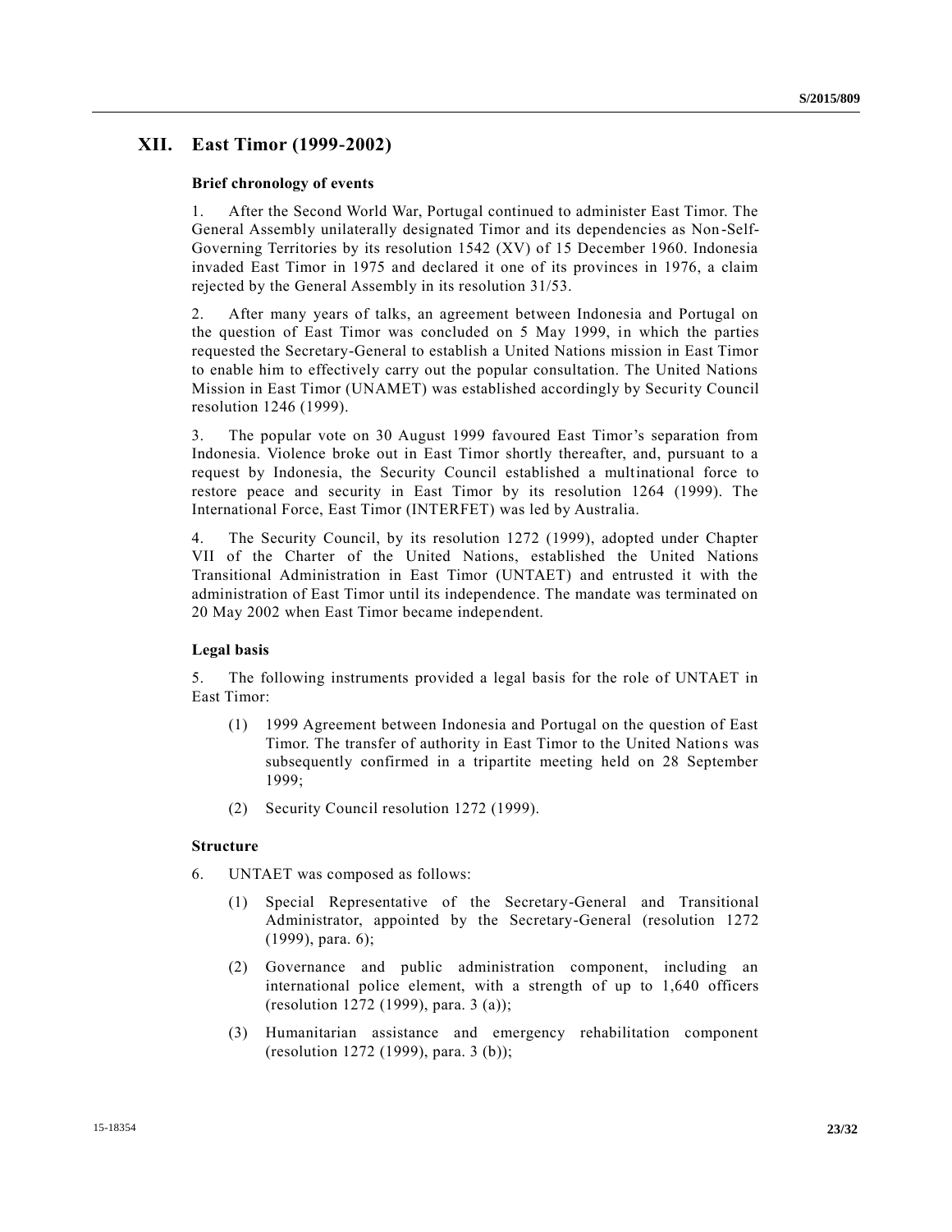## XII. East Timor (1999-2002)

### Brief chronology of events

1. After the Second World War, Portugal continued to administer East Timor. The General Assembly unilaterally designated Timor and its dependencies as Non-Self-Governing Territories by its resolution 1542 (XV) of 15 December 1960. Indonesia invaded East Timor in 1975 and declared it one of its provinces in 1976, a claim rejected by the General Assembly in its resolution 31/53.

2. After many years of talks, an agreement between Indonesia and Portugal on the question of East Timor was concluded on 5 May 1999, in which the parties requested the Secretary-General to establish a United Nations mission in East Timor to enable him to effectively carry out the popular consultation. The United Nations Mission in East Timor (UNAMET) was established accordingly by Security Council resolution 1246 (1999).

3. The popular vote on 30 August 1999 favoured East Timor's separation from Indonesia. Violence broke out in East Timor shortly thereafter, and, pursuant to a request by Indonesia, the Security Council established a multinational force to restore peace and security in East Timor by its resolution 1264 (1999). The International Force, East Timor (INTERFET) was led by Australia.

4. The Security Council, by its resolution 1272 (1999), adopted under Chapter VII of the Charter of the United Nations, established the United Nations Transitional Administration in East Timor (UNTAET) and entrusted it with the administration of East Timor until its independence. The mandate was terminated on 20 May 2002 when East Timor became independent.

### Legal basis

5. The following instruments provided a legal basis for the role of UNTAET in East Timor:

(1) 1999 Agreement between Indonesia and Portugal on the question of East Timor. The transfer of authority in East Timor to the United Nations was subsequently confirmed in a tripartite meeting held on 28 September 1999;

(2) Security Council resolution 1272 (1999).

### Structure

6. UNTAET was composed as follows:

(1) Special Representative of the Secretary-General and Transitional Administrator, appointed by the Secretary-General (resolution 1272 (1999), para. 6);

(2) Governance and public administration component, including an international police element, with a strength of up to 1,640 officers (resolution 1272 (1999), para. 3 (a));

(3) Humanitarian assistance and emergency rehabilitation component (resolution 1272 (1999), para. 3 (b));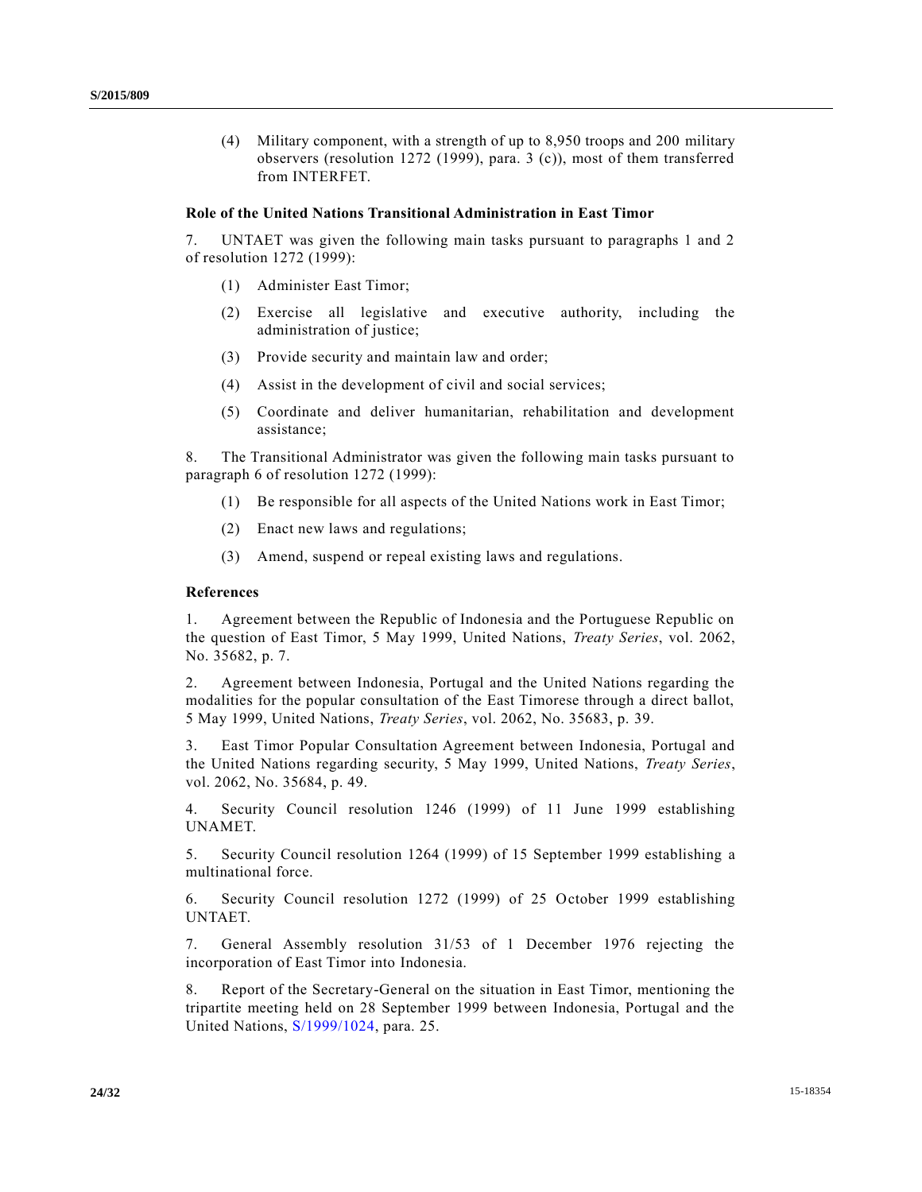(4) Military component, with a strength of up to 8,950 troops and 200 military observers (resolution 1272 (1999), para. 3 (c)), most of them transferred from INTERFET.

**Role of the United Nations Transitional Administration in East Timor**

7. UNTAET was given the following main tasks pursuant to paragraphs 1 and 2 of resolution 1272 (1999):

(1) Administer East Timor;

(2) Exercise all legislative and executive authority, including the administration of justice;

(3) Provide security and maintain law and order;

(4) Assist in the development of civil and social services;

(5) Coordinate and deliver humanitarian, rehabilitation and development assistance;

8. The Transitional Administrator was given the following main tasks pursuant to paragraph 6 of resolution 1272 (1999):

(1) Be responsible for all aspects of the United Nations work in East Timor;

(2) Enact new laws and regulations;

(3) Amend, suspend or repeal existing laws and regulations.

**References**

1. Agreement between the Republic of Indonesia and the Portuguese Republic on the question of East Timor, 5 May 1999, United Nations, *Treaty Series*, vol. 2062, No. 35682, p. 7.

2. Agreement between Indonesia, Portugal and the United Nations regarding the modalities for the popular consultation of the East Timorese through a direct ballot, 5 May 1999, United Nations, *Treaty Series*, vol. 2062, No. 35683, p. 39.

3. East Timor Popular Consultation Agreement between Indonesia, Portugal and the United Nations regarding security, 5 May 1999, United Nations, *Treaty Series*, vol. 2062, No. 35684, p. 49.

4. Security Council resolution 1246 (1999) of 11 June 1999 establishing UNAMET.

5. Security Council resolution 1264 (1999) of 15 September 1999 establishing a multinational force.

6. Security Council resolution 1272 (1999) of 25 October 1999 establishing UNTAET.

7. General Assembly resolution 31/53 of 1 December 1976 rejecting the incorporation of East Timor into Indonesia.

8. Report of the Secretary-General on the situation in East Timor, mentioning the tripartite meeting held on 28 September 1999 between Indonesia, Portugal and the United Nations, S/1999/1024, para. 25.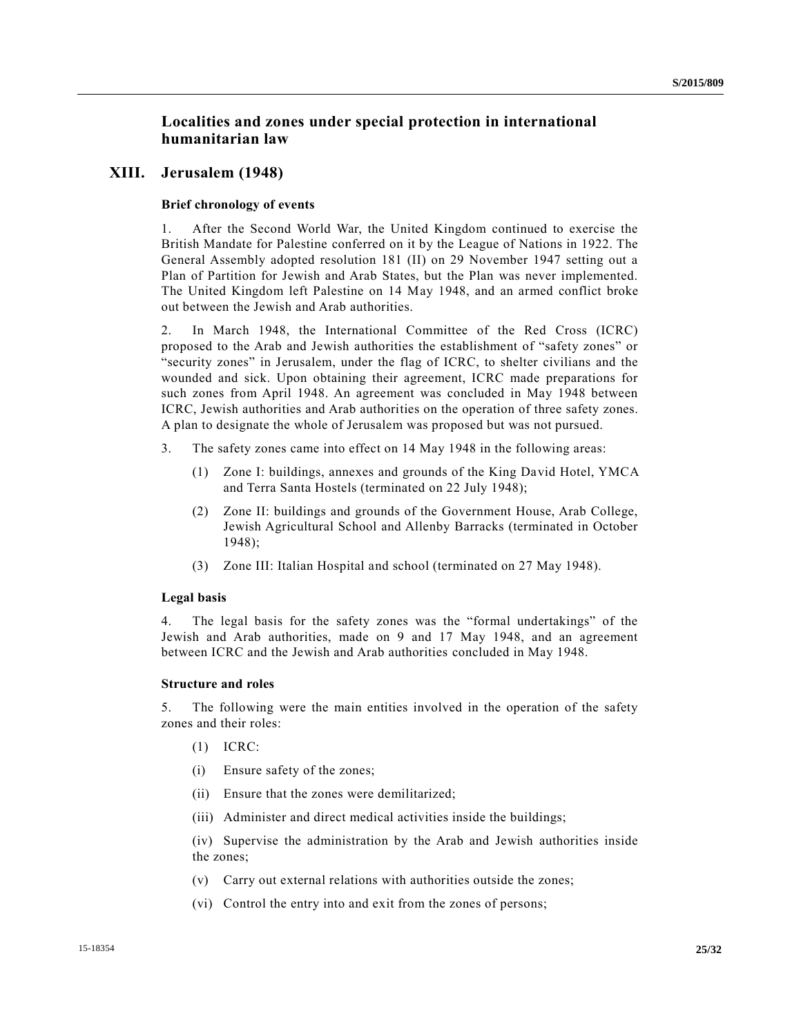## Localities and zones under special protection in international humanitarian law

## XIII. Jerusalem (1948)

### Brief chronology of events

1. After the Second World War, the United Kingdom continued to exercise the British Mandate for Palestine conferred on it by the League of Nations in 1922. The General Assembly adopted resolution 181 (II) on 29 November 1947 setting out a Plan of Partition for Jewish and Arab States, but the Plan was never implemented. The United Kingdom left Palestine on 14 May 1948, and an armed conflict broke out between the Jewish and Arab authorities.

2. In March 1948, the International Committee of the Red Cross (ICRC) proposed to the Arab and Jewish authorities the establishment of “safety zones” or “security zones” in Jerusalem, under the flag of ICRC, to shelter civilians and the wounded and sick. Upon obtaining their agreement, ICRC made preparations for such zones from April 1948. An agreement was concluded in May 1948 between ICRC, Jewish authorities and Arab authorities on the operation of three safety zones. A plan to designate the whole of Jerusalem was proposed but was not pursued.

3. The safety zones came into effect on 14 May 1948 in the following areas:

(1) Zone I: buildings, annexes and grounds of the King David Hotel, YMCA and Terra Santa Hostels (terminated on 22 July 1948);

(2) Zone II: buildings and grounds of the Government House, Arab College, Jewish Agricultural School and Allenby Barracks (terminated in October 1948);

(3) Zone III: Italian Hospital and school (terminated on 27 May 1948).

### Legal basis

4. The legal basis for the safety zones was the “formal undertakings” of the Jewish and Arab authorities, made on 9 and 17 May 1948, and an agreement between ICRC and the Jewish and Arab authorities concluded in May 1948.

### Structure and roles

5. The following were the main entities involved in the operation of the safety zones and their roles:

(1) ICRC:

(i) Ensure safety of the zones;

(ii) Ensure that the zones were demilitarized;

(iii) Administer and direct medical activities inside the buildings;

(iv) Supervise the administration by the Arab and Jewish authorities inside the zones;

(v) Carry out external relations with authorities outside the zones;

(vi) Control the entry into and exit from the zones of persons;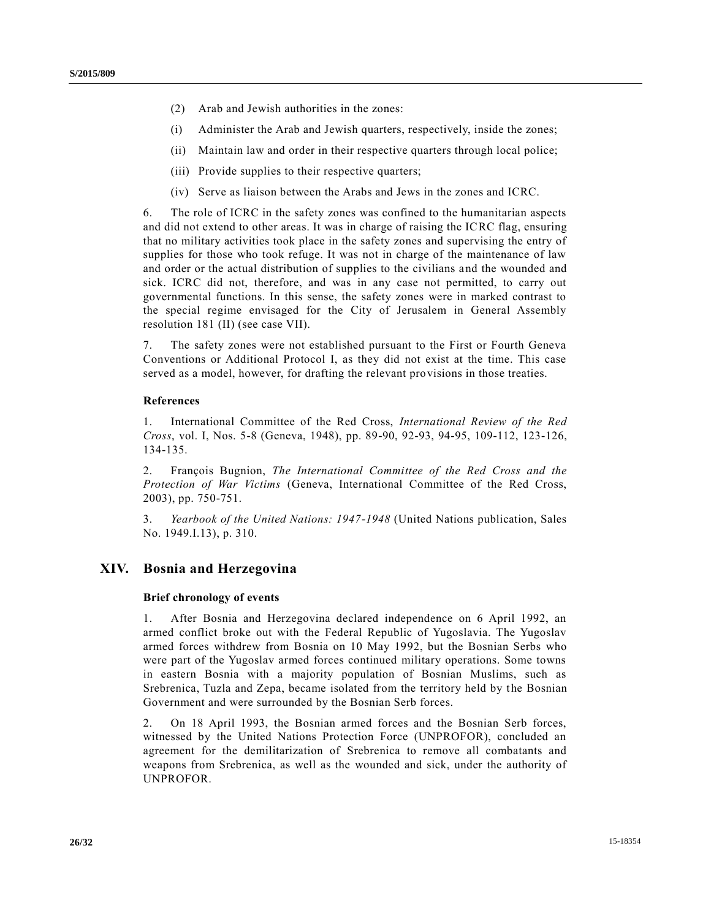(2) Arab and Jewish authorities in the zones:

(i) Administer the Arab and Jewish quarters, respectively, inside the zones;

(ii) Maintain law and order in their respective quarters through local police;

(iii) Provide supplies to their respective quarters;

(iv) Serve as liaison between the Arabs and Jews in the zones and ICRC.

6. The role of ICRC in the safety zones was confined to the humanitarian aspects and did not extend to other areas. It was in charge of raising the ICRC flag, ensuring that no military activities took place in the safety zones and supervising the entry of supplies for those who took refuge. It was not in charge of the maintenance of law and order or the actual distribution of supplies to the civilians and the wounded and sick. ICRC did not, therefore, and was in any case not permitted, to carry out governmental functions. In this sense, the safety zones were in marked contrast to the special regime envisaged for the City of Jerusalem in General Assembly resolution 181 (II) (see case VII).

7. The safety zones were not established pursuant to the First or Fourth Geneva Conventions or Additional Protocol I, as they did not exist at the time. This case served as a model, however, for drafting the relevant provisions in those treaties.

### References

1. International Committee of the Red Cross, *International Review of the Red Cross*, vol. I, Nos. 5-8 (Geneva, 1948), pp. 89-90, 92-93, 94-95, 109-112, 123-126, 134-135.

2. François Bugnion, *The International Committee of the Red Cross and the Protection of War Victims* (Geneva, International Committee of the Red Cross, 2003), pp. 750-751.

3. *Yearbook of the United Nations: 1947-1948* (United Nations publication, Sales No. 1949.I.13), p. 310.

## XIV. Bosnia and Herzegovina

### Brief chronology of events

1. After Bosnia and Herzegovina declared independence on 6 April 1992, an armed conflict broke out with the Federal Republic of Yugoslavia. The Yugoslav armed forces withdrew from Bosnia on 10 May 1992, but the Bosnian Serbs who were part of the Yugoslav armed forces continued military operations. Some towns in eastern Bosnia with a majority population of Bosnian Muslims, such as Srebrenica, Tuzla and Zepa, became isolated from the territory held by the Bosnian Government and were surrounded by the Bosnian Serb forces.

2. On 18 April 1993, the Bosnian armed forces and the Bosnian Serb forces, witnessed by the United Nations Protection Force (UNPROFOR), concluded an agreement for the demilitarization of Srebrenica to remove all combatants and weapons from Srebrenica, as well as the wounded and sick, under the authority of UNPROFOR.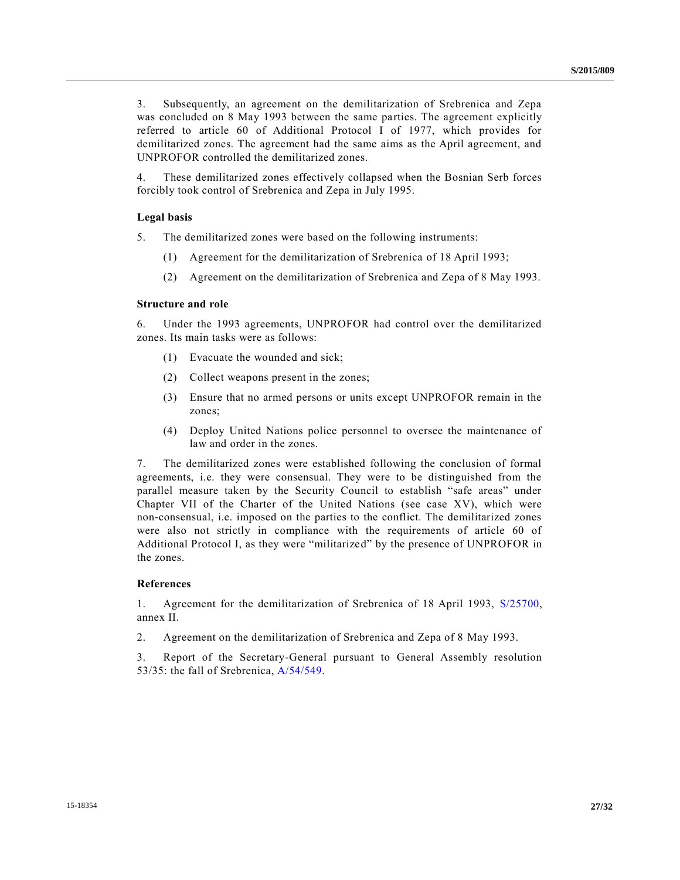3. Subsequently, an agreement on the demilitarization of Srebrenica and Zepa was concluded on 8 May 1993 between the same parties. The agreement explicitly referred to article 60 of Additional Protocol I of 1977, which provides for demilitarized zones. The agreement had the same aims as the April agreement, and UNPROFOR controlled the demilitarized zones.

4. These demilitarized zones effectively collapsed when the Bosnian Serb forces forcibly took control of Srebrenica and Zepa in July 1995.

**Legal basis**

5. The demilitarized zones were based on the following instruments:

(1) Agreement for the demilitarization of Srebrenica of 18 April 1993;

(2) Agreement on the demilitarization of Srebrenica and Zepa of 8 May 1993.

**Structure and role**

6. Under the 1993 agreements, UNPROFOR had control over the demilitarized zones. Its main tasks were as follows:

(1) Evacuate the wounded and sick;

(2) Collect weapons present in the zones;

(3) Ensure that no armed persons or units except UNPROFOR remain in the zones;

(4) Deploy United Nations police personnel to oversee the maintenance of law and order in the zones.

7. The demilitarized zones were established following the conclusion of formal agreements, i.e. they were consensual. They were to be distinguished from the parallel measure taken by the Security Council to establish "safe areas" under Chapter VII of the Charter of the United Nations (see case XV), which were non-consensual, i.e. imposed on the parties to the conflict. The demilitarized zones were also not strictly in compliance with the requirements of article 60 of Additional Protocol I, as they were "militarized" by the presence of UNPROFOR in the zones.

**References**

1. Agreement for the demilitarization of Srebrenica of 18 April 1993, S/25700, annex II.

2. Agreement on the demilitarization of Srebrenica and Zepa of 8 May 1993.

3. Report of the Secretary-General pursuant to General Assembly resolution 53/35: the fall of Srebrenica, A/54/549.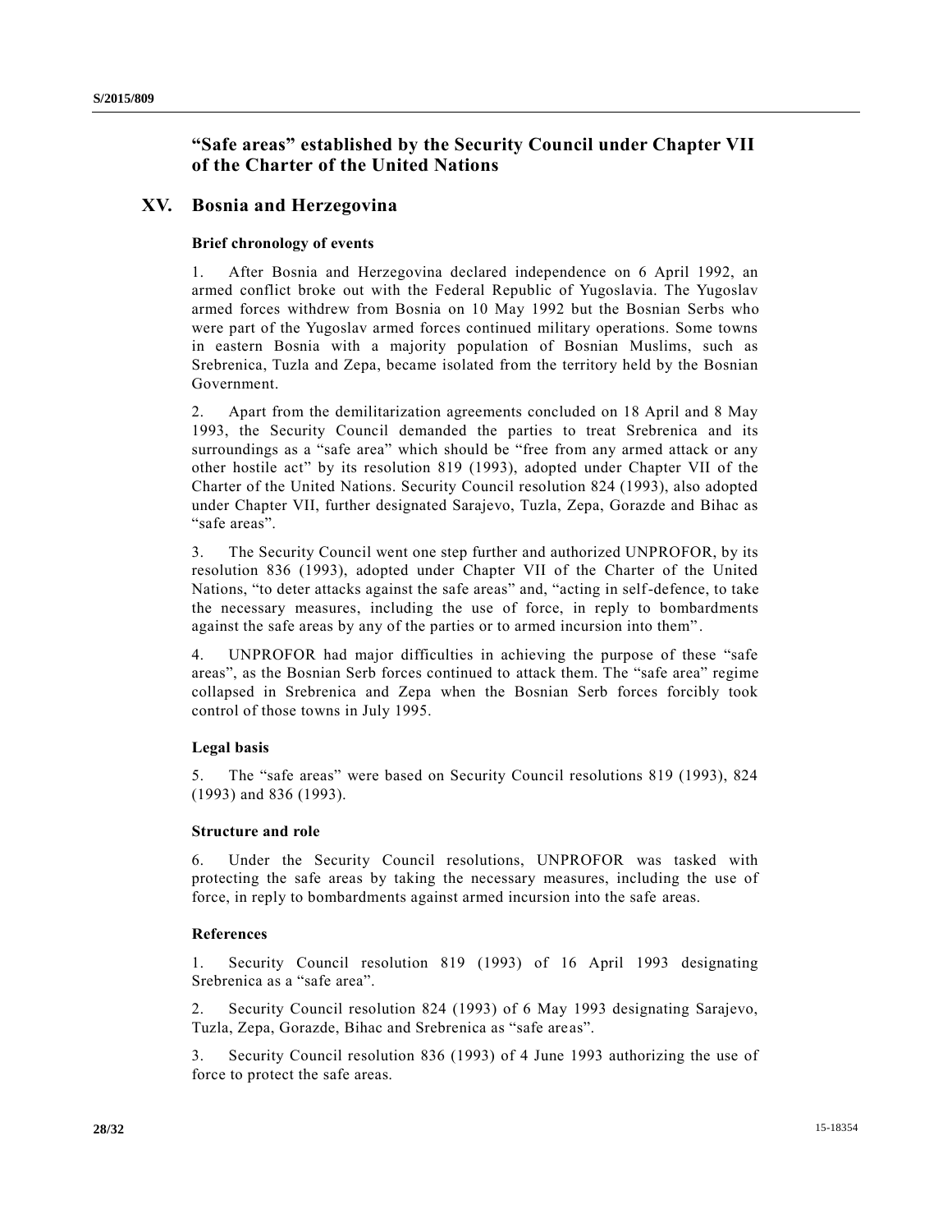## "Safe areas" established by the Security Council under Chapter VII of the Charter of the United Nations

## XV. Bosnia and Herzegovina

### Brief chronology of events

1. After Bosnia and Herzegovina declared independence on 6 April 1992, an armed conflict broke out with the Federal Republic of Yugoslavia. The Yugoslav armed forces withdrew from Bosnia on 10 May 1992 but the Bosnian Serbs who were part of the Yugoslav armed forces continued military operations. Some towns in eastern Bosnia with a majority population of Bosnian Muslims, such as Srebrenica, Tuzla and Zepa, became isolated from the territory held by the Bosnian Government.

2. Apart from the demilitarization agreements concluded on 18 April and 8 May 1993, the Security Council demanded the parties to treat Srebrenica and its surroundings as a "safe area" which should be "free from any armed attack or any other hostile act" by its resolution 819 (1993), adopted under Chapter VII of the Charter of the United Nations. Security Council resolution 824 (1993), also adopted under Chapter VII, further designated Sarajevo, Tuzla, Zepa, Gorazde and Bihac as "safe areas".

3. The Security Council went one step further and authorized UNPROFOR, by its resolution 836 (1993), adopted under Chapter VII of the Charter of the United Nations, "to deter attacks against the safe areas" and, "acting in self-defence, to take the necessary measures, including the use of force, in reply to bombardments against the safe areas by any of the parties or to armed incursion into them".

4. UNPROFOR had major difficulties in achieving the purpose of these "safe areas", as the Bosnian Serb forces continued to attack them. The "safe area" regime collapsed in Srebrenica and Zepa when the Bosnian Serb forces forcibly took control of those towns in July 1995.

### Legal basis

5. The "safe areas" were based on Security Council resolutions 819 (1993), 824 (1993) and 836 (1993).

### Structure and role

6. Under the Security Council resolutions, UNPROFOR was tasked with protecting the safe areas by taking the necessary measures, including the use of force, in reply to bombardments against armed incursion into the safe areas.

### References

1. Security Council resolution 819 (1993) of 16 April 1993 designating Srebrenica as a "safe area".

2. Security Council resolution 824 (1993) of 6 May 1993 designating Sarajevo, Tuzla, Zepa, Gorazde, Bihac and Srebrenica as "safe areas".

3. Security Council resolution 836 (1993) of 4 June 1993 authorizing the use of force to protect the safe areas.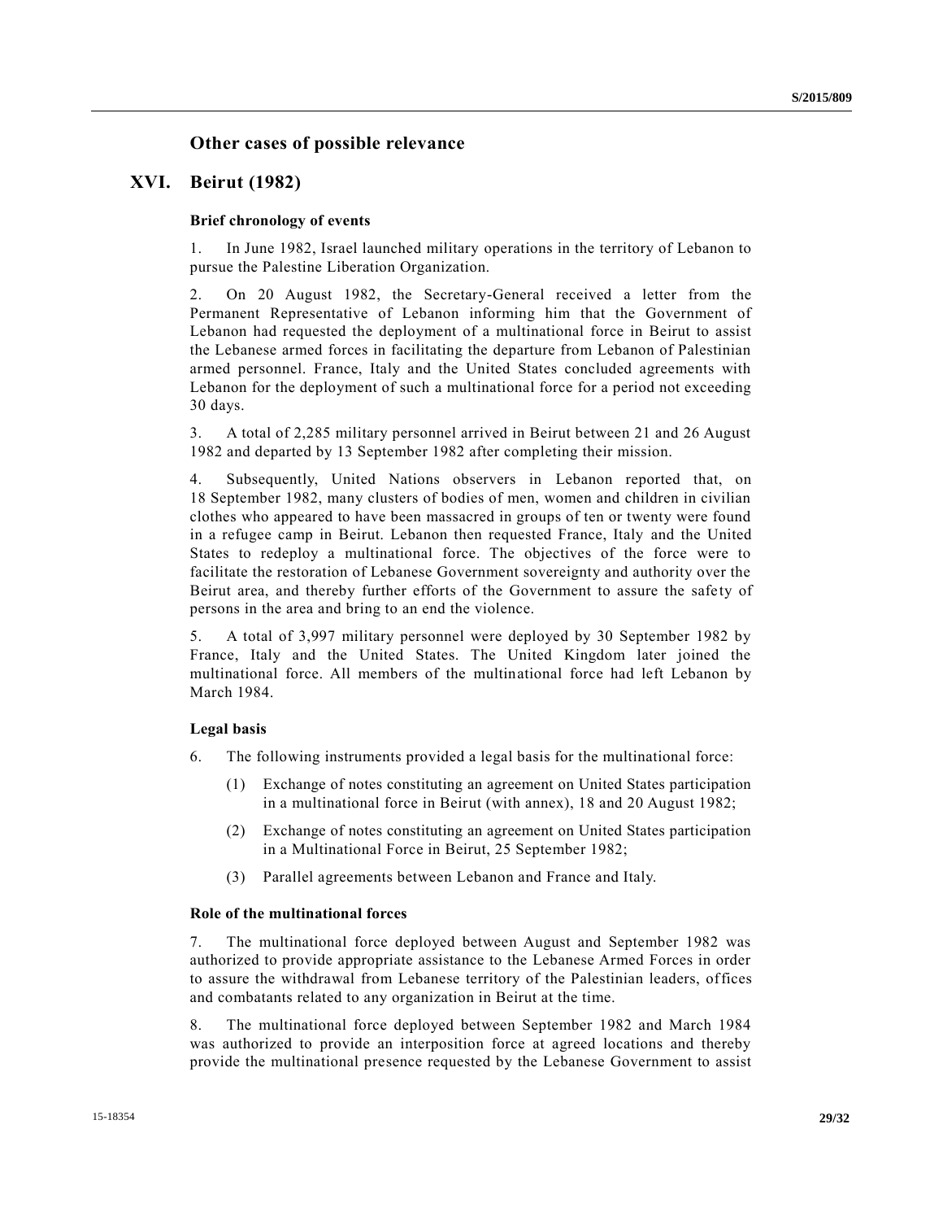## Other cases of possible relevance

## XVI. Beirut (1982)

### Brief chronology of events

1. In June 1982, Israel launched military operations in the territory of Lebanon to pursue the Palestine Liberation Organization.

2. On 20 August 1982, the Secretary-General received a letter from the Permanent Representative of Lebanon informing him that the Government of Lebanon had requested the deployment of a multinational force in Beirut to assist the Lebanese armed forces in facilitating the departure from Lebanon of Palestinian armed personnel. France, Italy and the United States concluded agreements with Lebanon for the deployment of such a multinational force for a period not exceeding 30 days.

3. A total of 2,285 military personnel arrived in Beirut between 21 and 26 August 1982 and departed by 13 September 1982 after completing their mission.

4. Subsequently, United Nations observers in Lebanon reported that, on 18 September 1982, many clusters of bodies of men, women and children in civilian clothes who appeared to have been massacred in groups of ten or twenty were found in a refugee camp in Beirut. Lebanon then requested France, Italy and the United States to redeploy a multinational force. The objectives of the force were to facilitate the restoration of Lebanese Government sovereignty and authority over the Beirut area, and thereby further efforts of the Government to assure the safety of persons in the area and bring to an end the violence.

5. A total of 3,997 military personnel were deployed by 30 September 1982 by France, Italy and the United States. The United Kingdom later joined the multinational force. All members of the multinational force had left Lebanon by March 1984.

### Legal basis

6. The following instruments provided a legal basis for the multinational force:

   (1) Exchange of notes constituting an agreement on United States participation in a multinational force in Beirut (with annex), 18 and 20 August 1982;

   (2) Exchange of notes constituting an agreement on United States participation in a Multinational Force in Beirut, 25 September 1982;

   (3) Parallel agreements between Lebanon and France and Italy.

### Role of the multinational forces

7. The multinational force deployed between August and September 1982 was authorized to provide appropriate assistance to the Lebanese Armed Forces in order to assure the withdrawal from Lebanese territory of the Palestinian leaders, offices and combatants related to any organization in Beirut at the time.

8. The multinational force deployed between September 1982 and March 1984 was authorized to provide an interposition force at agreed locations and thereby provide the multinational presence requested by the Lebanese Government to assist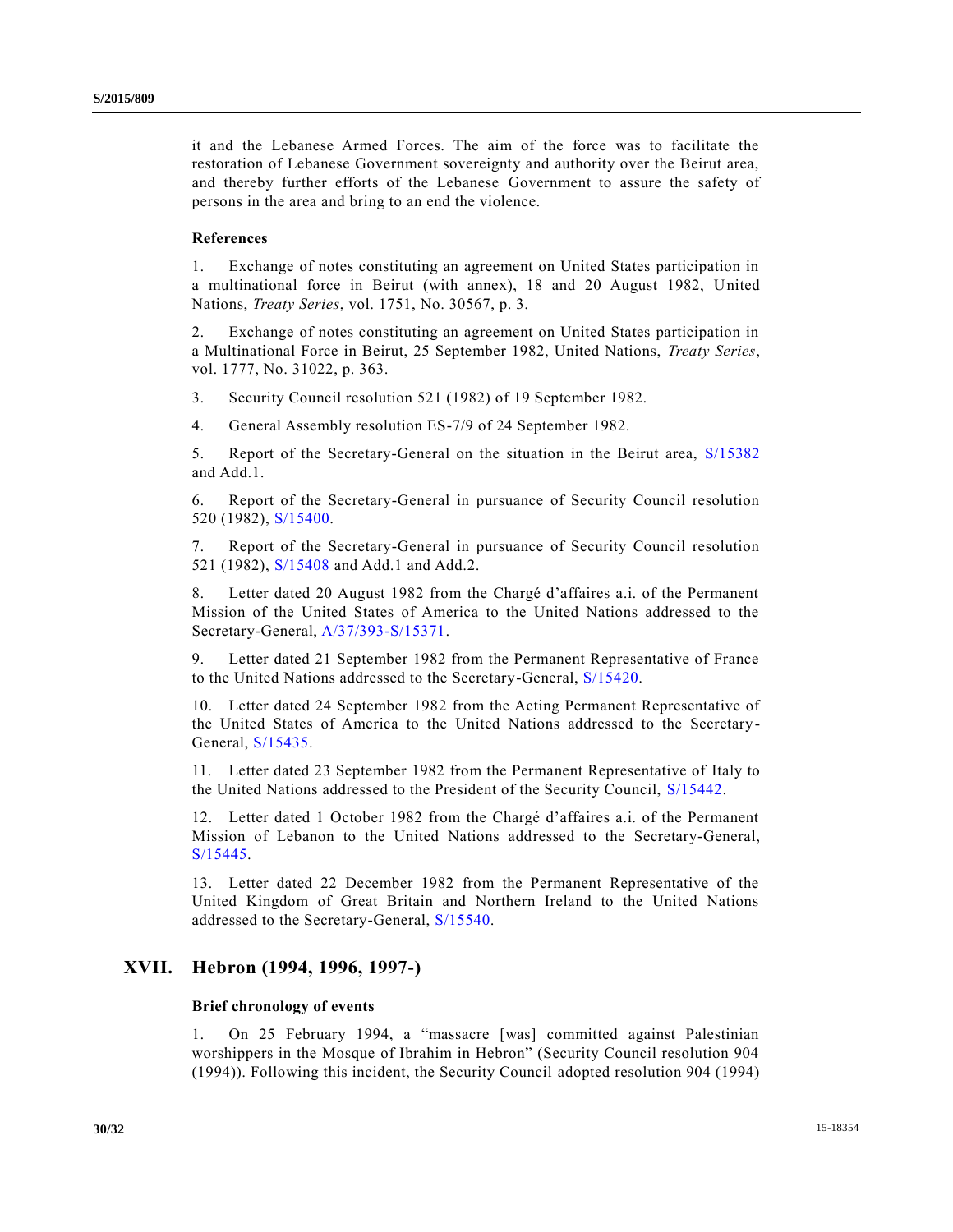it and the Lebanese Armed Forces. The aim of the force was to facilitate the restoration of Lebanese Government sovereignty and authority over the Beirut area, and thereby further efforts of the Lebanese Government to assure the safety of persons in the area and bring to an end the violence.

### References

1. Exchange of notes constituting an agreement on United States participation in a multinational force in Beirut (with annex), 18 and 20 August 1982, United Nations, *Treaty Series*, vol. 1751, No. 30567, p. 3.

2. Exchange of notes constituting an agreement on United States participation in a Multinational Force in Beirut, 25 September 1982, United Nations, *Treaty Series*, vol. 1777, No. 31022, p. 363.

3. Security Council resolution 521 (1982) of 19 September 1982.

4. General Assembly resolution ES-7/9 of 24 September 1982.

5. Report of the Secretary-General on the situation in the Beirut area, S/15382 and Add.1.

6. Report of the Secretary-General in pursuance of Security Council resolution 520 (1982), S/15400.

7. Report of the Secretary-General in pursuance of Security Council resolution 521 (1982), S/15408 and Add.1 and Add.2.

8. Letter dated 20 August 1982 from the Chargé d'affaires a.i. of the Permanent Mission of the United States of America to the United Nations addressed to the Secretary-General, A/37/393-S/15371.

9. Letter dated 21 September 1982 from the Permanent Representative of France to the United Nations addressed to the Secretary-General, S/15420.

10. Letter dated 24 September 1982 from the Acting Permanent Representative of the United States of America to the United Nations addressed to the Secretary-General, S/15435.

11. Letter dated 23 September 1982 from the Permanent Representative of Italy to the United Nations addressed to the President of the Security Council, S/15442.

12. Letter dated 1 October 1982 from the Chargé d'affaires a.i. of the Permanent Mission of Lebanon to the United Nations addressed to the Secretary-General, S/15445.

13. Letter dated 22 December 1982 from the Permanent Representative of the United Kingdom of Great Britain and Northern Ireland to the United Nations addressed to the Secretary-General, S/15540.

## XVII. Hebron (1994, 1996, 1997-)

### Brief chronology of events

1. On 25 February 1994, a "massacre [was] committed against Palestinian worshippers in the Mosque of Ibrahim in Hebron" (Security Council resolution 904 (1994)). Following this incident, the Security Council adopted resolution 904 (1994)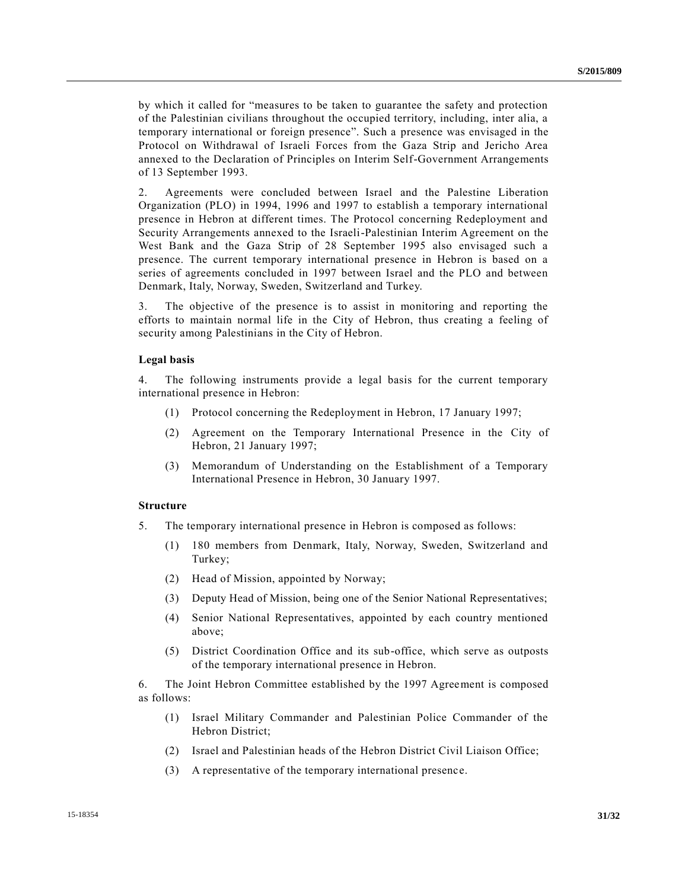by which it called for "measures to be taken to guarantee the safety and protection of the Palestinian civilians throughout the occupied territory, including, inter alia, a temporary international or foreign presence". Such a presence was envisaged in the Protocol on Withdrawal of Israeli Forces from the Gaza Strip and Jericho Area annexed to the Declaration of Principles on Interim Self-Government Arrangements of 13 September 1993.

2. Agreements were concluded between Israel and the Palestine Liberation Organization (PLO) in 1994, 1996 and 1997 to establish a temporary international presence in Hebron at different times. The Protocol concerning Redeployment and Security Arrangements annexed to the Israeli-Palestinian Interim Agreement on the West Bank and the Gaza Strip of 28 September 1995 also envisaged such a presence. The current temporary international presence in Hebron is based on a series of agreements concluded in 1997 between Israel and the PLO and between Denmark, Italy, Norway, Sweden, Switzerland and Turkey.

3. The objective of the presence is to assist in monitoring and reporting the efforts to maintain normal life in the City of Hebron, thus creating a feeling of security among Palestinians in the City of Hebron.

**Legal basis**

4. The following instruments provide a legal basis for the current temporary international presence in Hebron:

(1) Protocol concerning the Redeployment in Hebron, 17 January 1997;

(2) Agreement on the Temporary International Presence in the City of Hebron, 21 January 1997;

(3) Memorandum of Understanding on the Establishment of a Temporary International Presence in Hebron, 30 January 1997.

**Structure**

5. The temporary international presence in Hebron is composed as follows:

(1) 180 members from Denmark, Italy, Norway, Sweden, Switzerland and Turkey;

(2) Head of Mission, appointed by Norway;

(3) Deputy Head of Mission, being one of the Senior National Representatives;

(4) Senior National Representatives, appointed by each country mentioned above;

(5) District Coordination Office and its sub-office, which serve as outposts of the temporary international presence in Hebron.

6. The Joint Hebron Committee established by the 1997 Agreement is composed as follows:

(1) Israel Military Commander and Palestinian Police Commander of the Hebron District;

(2) Israel and Palestinian heads of the Hebron District Civil Liaison Office;

(3) A representative of the temporary international presence.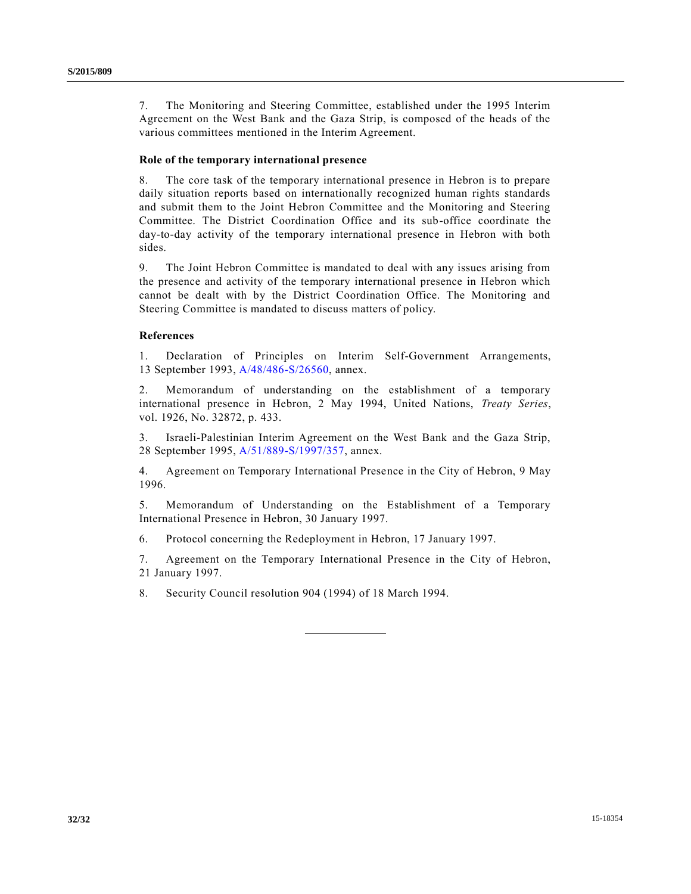7. The Monitoring and Steering Committee, established under the 1995 Interim Agreement on the West Bank and the Gaza Strip, is composed of the heads of the various committees mentioned in the Interim Agreement.

### Role of the temporary international presence

8. The core task of the temporary international presence in Hebron is to prepare daily situation reports based on internationally recognized human rights standards and submit them to the Joint Hebron Committee and the Monitoring and Steering Committee. The District Coordination Office and its sub-office coordinate the day-to-day activity of the temporary international presence in Hebron with both sides.

9. The Joint Hebron Committee is mandated to deal with any issues arising from the presence and activity of the temporary international presence in Hebron which cannot be dealt with by the District Coordination Office. The Monitoring and Steering Committee is mandated to discuss matters of policy.

### References

1. Declaration of Principles on Interim Self-Government Arrangements, 13 September 1993, A/48/486-S/26560, annex.

2. Memorandum of understanding on the establishment of a temporary international presence in Hebron, 2 May 1994, United Nations, *Treaty Series*, vol. 1926, No. 32872, p. 433.

3. Israeli-Palestinian Interim Agreement on the West Bank and the Gaza Strip, 28 September 1995, A/51/889-S/1997/357, annex.

4. Agreement on Temporary International Presence in the City of Hebron, 9 May 1996.

5. Memorandum of Understanding on the Establishment of a Temporary International Presence in Hebron, 30 January 1997.

6. Protocol concerning the Redeployment in Hebron, 17 January 1997.

7. Agreement on the Temporary International Presence in the City of Hebron, 21 January 1997.

8. Security Council resolution 904 (1994) of 18 March 1994.